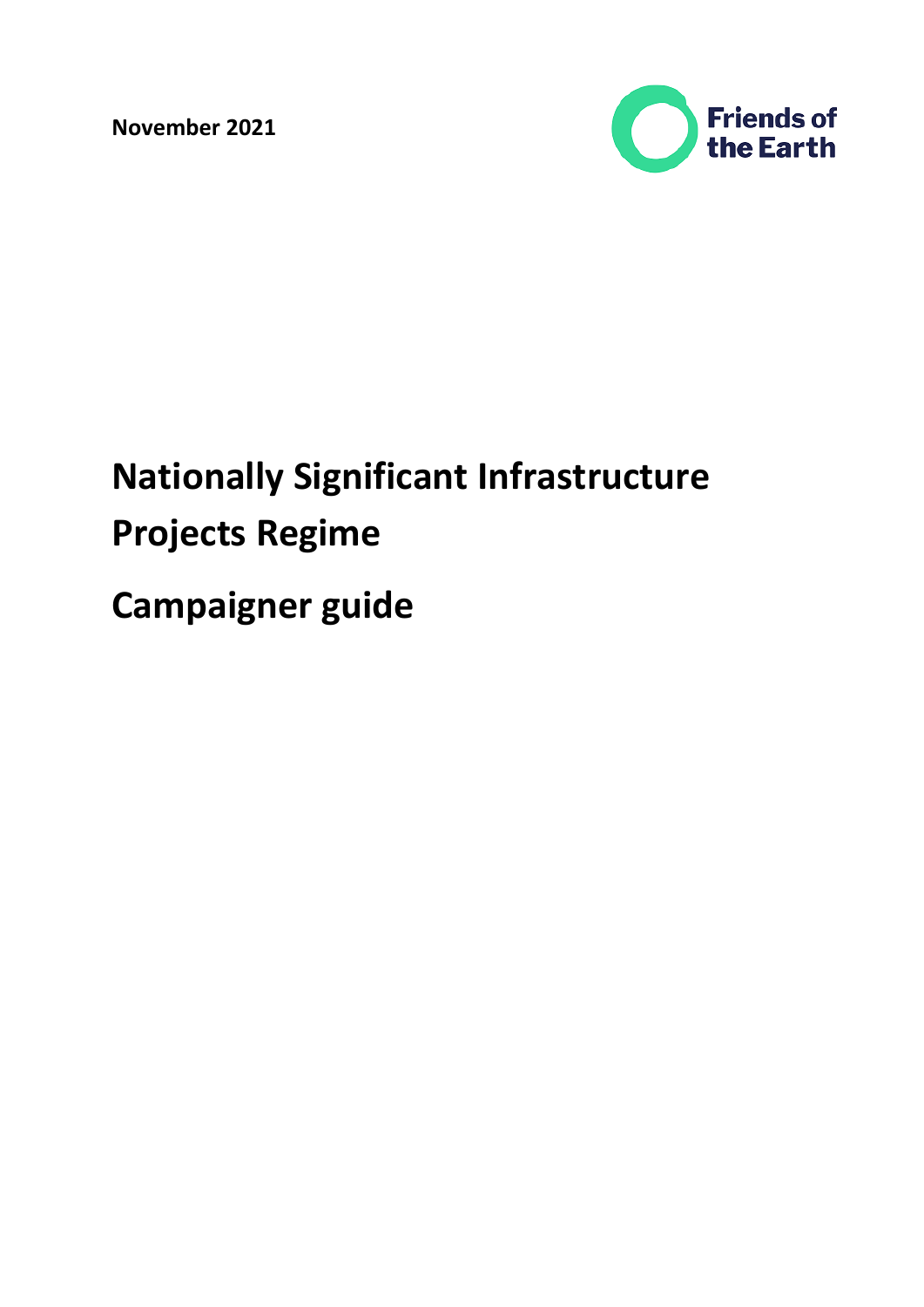November 2021

Friends of the Earth

# Nationally Significant Infrastructure Projects Regime

# Campaigner guide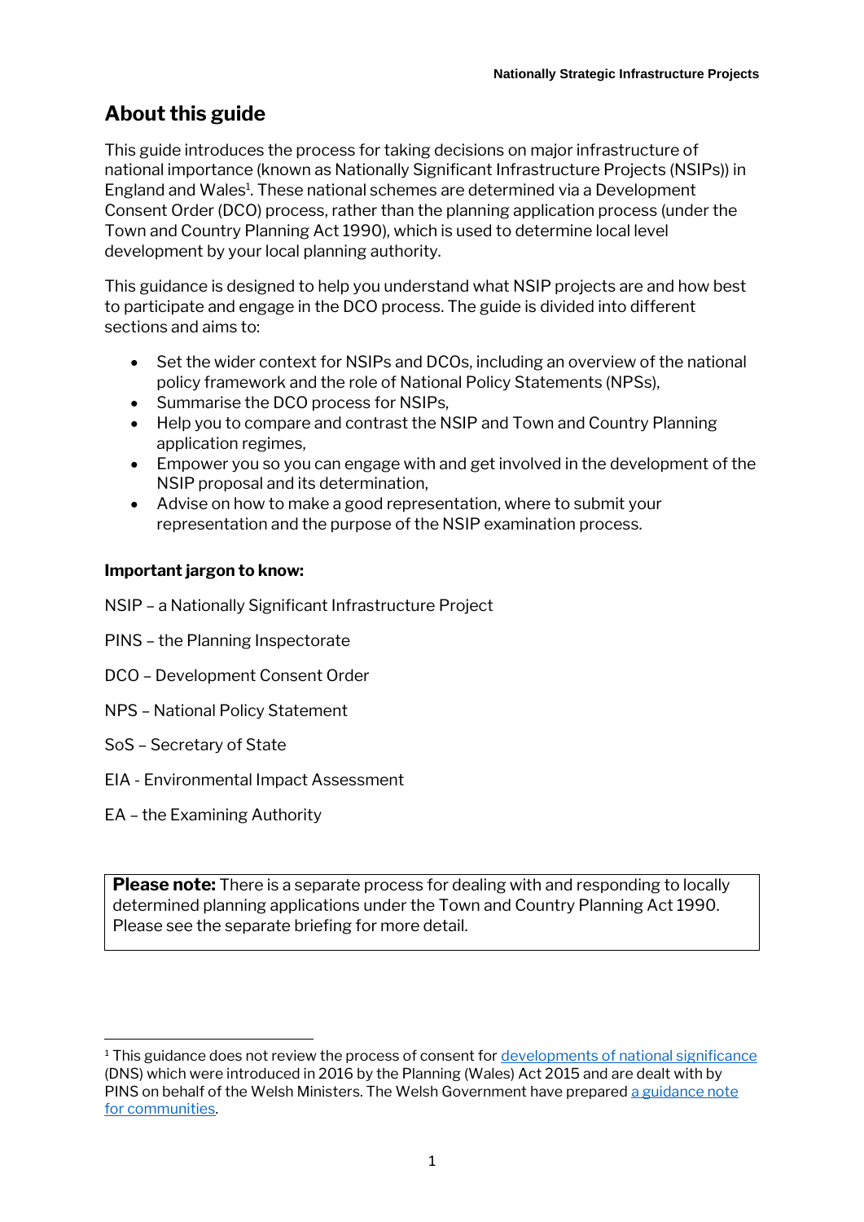## About this guide

This guide introduces the process for taking decisions on major infrastructure of national importance (known as Nationally Significant Infrastructure Projects (NSIPs)) in England and Wales[1]. These national schemes are determined via a Development Consent Order (DCO) process, rather than the planning application process (under the Town and Country Planning Act 1990), which is used to determine local level development by your local planning authority.

This guidance is designed to help you understand what NSIP projects are and how best to participate and engage in the DCO process. The guide is divided into different sections and aims to:

- Set the wider context for NSIPs and DCOs, including an overview of the national policy framework and the role of National Policy Statements (NPSs),
- Summarise the DCO process for NSIPs,
- Help you to compare and contrast the NSIP and Town and Country Planning application regimes,
- Empower you so you can engage with and get involved in the development of the NSIP proposal and its determination,
- Advise on how to make a good representation, where to submit your representation and the purpose of the NSIP examination process.

**Important jargon to know:**

NSIP – a Nationally Significant Infrastructure Project

PINS – the Planning Inspectorate

DCO – Development Consent Order

NPS – National Policy Statement

SoS – Secretary of State

EIA - Environmental Impact Assessment

EA – the Examining Authority

**Please note:** There is a separate process for dealing with and responding to locally determined planning applications under the Town and Country Planning Act 1990. Please see the separate briefing for more detail.

---

[1] This guidance does not review the process of consent for developments of national significance (DNS) which were introduced in 2016 by the Planning (Wales) Act 2015 and are dealt with by PINS on behalf of the Welsh Ministers. The Welsh Government have prepared a guidance note for communities.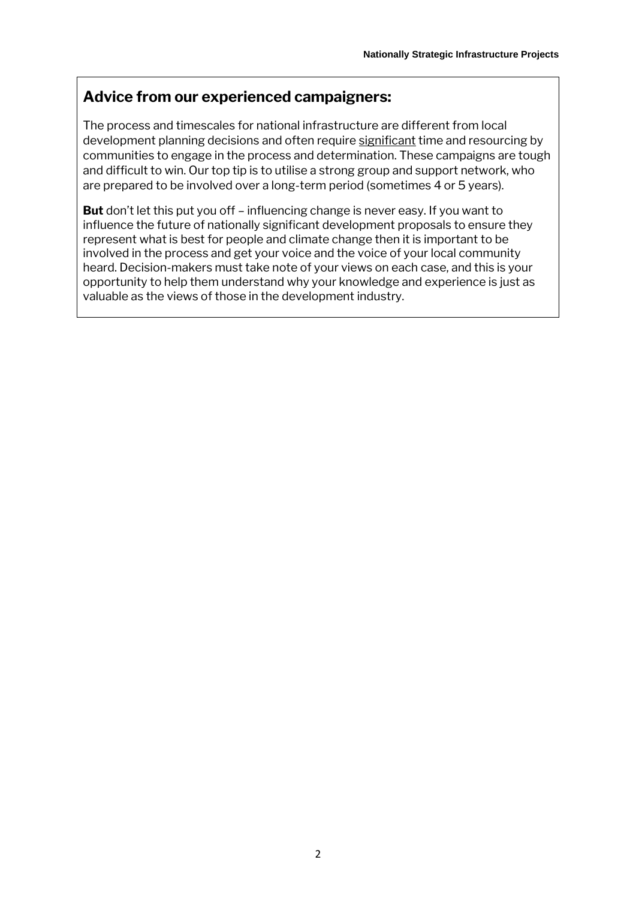## Advice from our experienced campaigners:

The process and timescales for national infrastructure are different from local development planning decisions and often require significant time and resourcing by communities to engage in the process and determination. These campaigns are tough and difficult to win. Our top tip is to utilise a strong group and support network, who are prepared to be involved over a long-term period (sometimes 4 or 5 years).

**But** don't let this put you off – influencing change is never easy. If you want to influence the future of nationally significant development proposals to ensure they represent what is best for people and climate change then it is important to be involved in the process and get your voice and the voice of your local community heard. Decision-makers must take note of your views on each case, and this is your opportunity to help them understand why your knowledge and experience is just as valuable as the views of those in the development industry.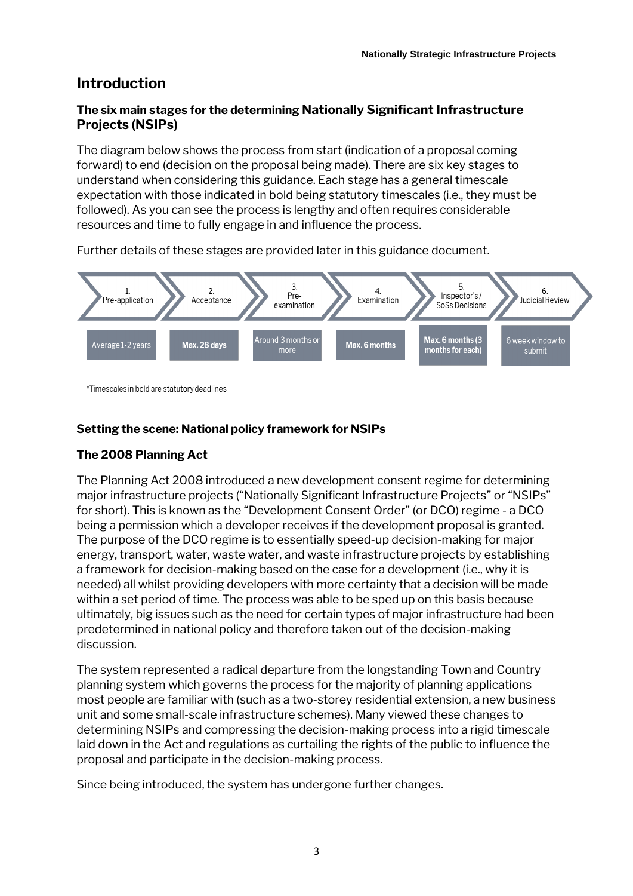## Introduction

### The six main stages for the determining Nationally Significant Infrastructure Projects (NSIPs)

The diagram below shows the process from start (indication of a proposal coming forward) to end (decision on the proposal being made). There are six key stages to understand when considering this guidance. Each stage has a general timescale expectation with those indicated in bold being statutory timescales (i.e., they must be followed). As you can see the process is lengthy and often requires considerable resources and time to fully engage in and influence the process.

Further details of these stages are provided later in this guidance document.

| 1. Pre-application | 2. Acceptance | 3. Pre-examination | 4. Examination | 5. Inspector's / SoSs Decisions | 6. Judicial Review |
|---|---|---|---|---|---|
| Average 1-2 years | **Max. 28 days** | Around 3 months or more | **Max. 6 months** | **Max. 6 months (3 months for each)** | 6 week window to submit |

*Timescales in bold are statutory deadlines

### Setting the scene: National policy framework for NSIPs

### The 2008 Planning Act

The Planning Act 2008 introduced a new development consent regime for determining major infrastructure projects ("Nationally Significant Infrastructure Projects" or "NSIPs" for short). This is known as the "Development Consent Order" (or DCO) regime - a DCO being a permission which a developer receives if the development proposal is granted. The purpose of the DCO regime is to essentially speed-up decision-making for major energy, transport, water, waste water, and waste infrastructure projects by establishing a framework for decision-making based on the case for a development (i.e., why it is needed) all whilst providing developers with more certainty that a decision will be made within a set period of time. The process was able to be sped up on this basis because ultimately, big issues such as the need for certain types of major infrastructure had been predetermined in national policy and therefore taken out of the decision-making discussion.

The system represented a radical departure from the longstanding Town and Country planning system which governs the process for the majority of planning applications most people are familiar with (such as a two-storey residential extension, a new business unit and some small-scale infrastructure schemes). Many viewed these changes to determining NSIPs and compressing the decision-making process into a rigid timescale laid down in the Act and regulations as curtailing the rights of the public to influence the proposal and participate in the decision-making process.

Since being introduced, the system has undergone further changes.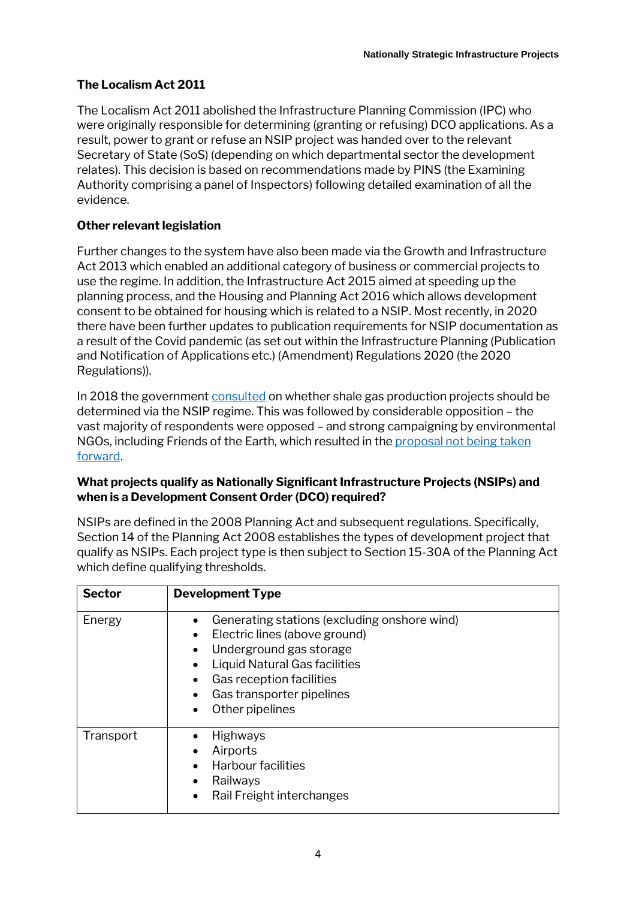**The Localism Act 2011**

The Localism Act 2011 abolished the Infrastructure Planning Commission (IPC) who were originally responsible for determining (granting or refusing) DCO applications. As a result, power to grant or refuse an NSIP project was handed over to the relevant Secretary of State (SoS) (depending on which departmental sector the development relates). This decision is based on recommendations made by PINS (the Examining Authority comprising a panel of Inspectors) following detailed examination of all the evidence.

**Other relevant legislation**

Further changes to the system have also been made via the Growth and Infrastructure Act 2013 which enabled an additional category of business or commercial projects to use the regime. In addition, the Infrastructure Act 2015 aimed at speeding up the planning process, and the Housing and Planning Act 2016 which allows development consent to be obtained for housing which is related to a NSIP. Most recently, in 2020 there have been further updates to publication requirements for NSIP documentation as a result of the Covid pandemic (as set out within the Infrastructure Planning (Publication and Notification of Applications etc.) (Amendment) Regulations 2020 (the 2020 Regulations)).

In 2018 the government consulted on whether shale gas production projects should be determined via the NSIP regime. This was followed by considerable opposition – the vast majority of respondents were opposed – and strong campaigning by environmental NGOs, including Friends of the Earth, which resulted in the proposal not being taken forward.

**What projects qualify as Nationally Significant Infrastructure Projects (NSIPs) and when is a Development Consent Order (DCO) required?**

NSIPs are defined in the 2008 Planning Act and subsequent regulations. Specifically, Section 14 of the Planning Act 2008 establishes the types of development project that qualify as NSIPs. Each project type is then subject to Section 15-30A of the Planning Act which define qualifying thresholds.

| Sector | Development Type |
|---|---|
| Energy | • Generating stations (excluding onshore wind)<br>• Electric lines (above ground)<br>• Underground gas storage<br>• Liquid Natural Gas facilities<br>• Gas reception facilities<br>• Gas transporter pipelines<br>• Other pipelines |
| Transport | • Highways<br>• Airports<br>• Harbour facilities<br>• Railways<br>• Rail Freight interchanges |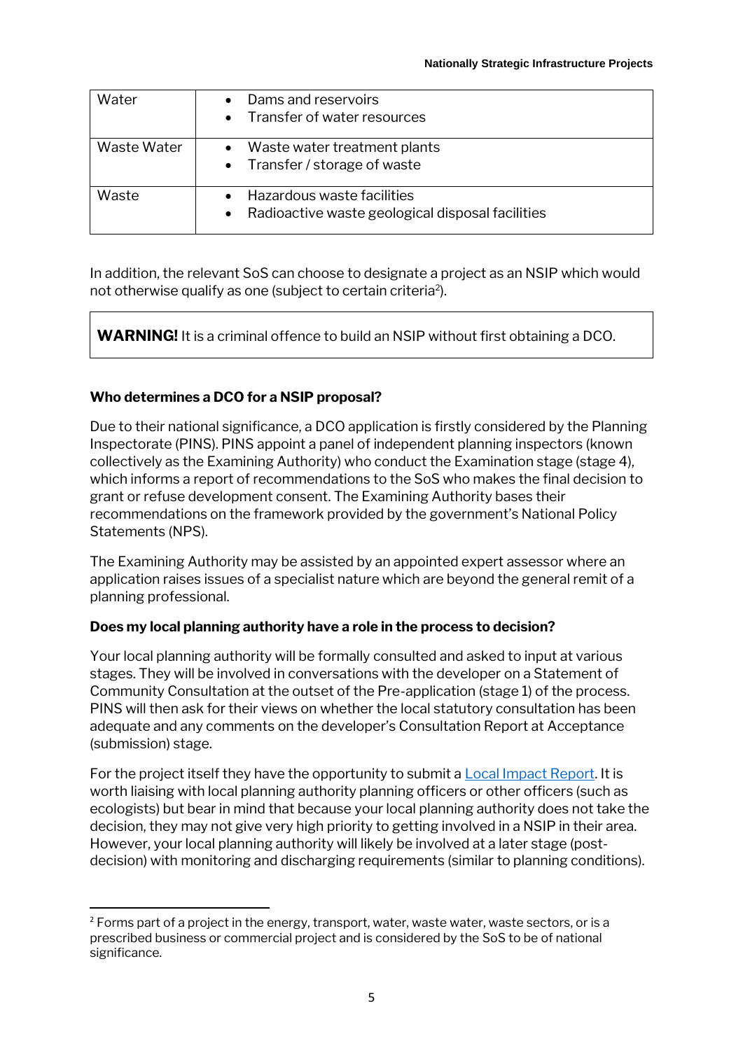| Water | • Dams and reservoirs<br>• Transfer of water resources |
|---|---|
| Waste Water | • Waste water treatment plants<br>• Transfer / storage of waste |
| Waste | • Hazardous waste facilities<br>• Radioactive waste geological disposal facilities |

In addition, the relevant SoS can choose to designate a project as an NSIP which would not otherwise qualify as one (subject to certain criteria[2]).

> **WARNING!** It is a criminal offence to build an NSIP without first obtaining a DCO.

**Who determines a DCO for a NSIP proposal?**

Due to their national significance, a DCO application is firstly considered by the Planning Inspectorate (PINS). PINS appoint a panel of independent planning inspectors (known collectively as the Examining Authority) who conduct the Examination stage (stage 4), which informs a report of recommendations to the SoS who makes the final decision to grant or refuse development consent. The Examining Authority bases their recommendations on the framework provided by the government's National Policy Statements (NPS).

The Examining Authority may be assisted by an appointed expert assessor where an application raises issues of a specialist nature which are beyond the general remit of a planning professional.

**Does my local planning authority have a role in the process to decision?**

Your local planning authority will be formally consulted and asked to input at various stages. They will be involved in conversations with the developer on a Statement of Community Consultation at the outset of the Pre-application (stage 1) of the process. PINS will then ask for their views on whether the local statutory consultation has been adequate and any comments on the developer's Consultation Report at Acceptance (submission) stage.

For the project itself they have the opportunity to submit a Local Impact Report. It is worth liaising with local planning authority planning officers or other officers (such as ecologists) but bear in mind that because your local planning authority does not take the decision, they may not give very high priority to getting involved in a NSIP in their area. However, your local planning authority will likely be involved at a later stage (post-decision) with monitoring and discharging requirements (similar to planning conditions).

---

[2] Forms part of a project in the energy, transport, water, waste water, waste sectors, or is a prescribed business or commercial project and is considered by the SoS to be of national significance.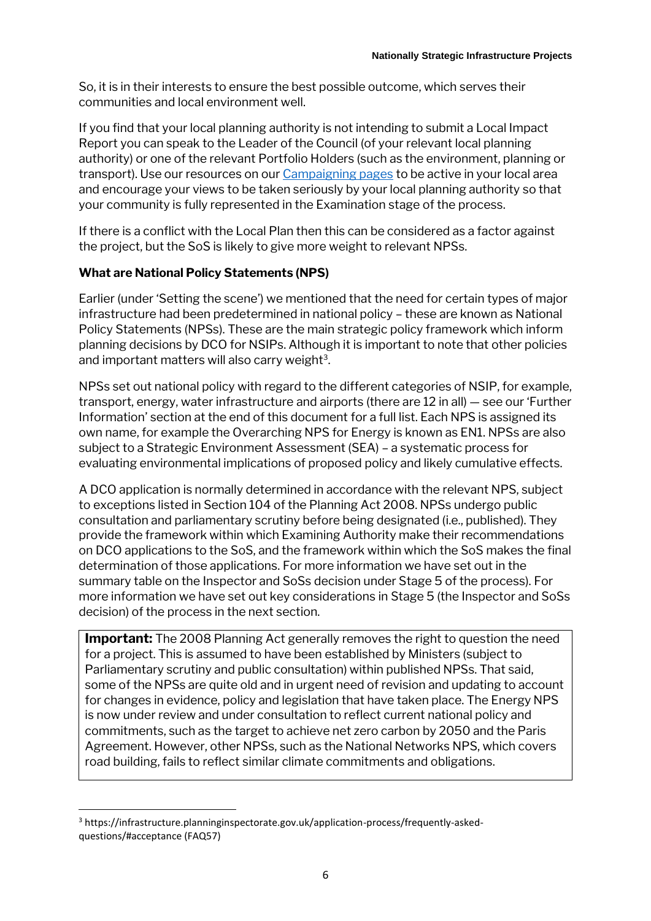So, it is in their interests to ensure the best possible outcome, which serves their communities and local environment well.

If you find that your local planning authority is not intending to submit a Local Impact Report you can speak to the Leader of the Council (of your relevant local planning authority) or one of the relevant Portfolio Holders (such as the environment, planning or transport). Use our resources on our Campaigning pages to be active in your local area and encourage your views to be taken seriously by your local planning authority so that your community is fully represented in the Examination stage of the process.

If there is a conflict with the Local Plan then this can be considered as a factor against the project, but the SoS is likely to give more weight to relevant NPSs.

**What are National Policy Statements (NPS)**

Earlier (under 'Setting the scene') we mentioned that the need for certain types of major infrastructure had been predetermined in national policy – these are known as National Policy Statements (NPSs). These are the main strategic policy framework which inform planning decisions by DCO for NSIPs. Although it is important to note that other policies and important matters will also carry weight[3].

NPSs set out national policy with regard to the different categories of NSIP, for example, transport, energy, water infrastructure and airports (there are 12 in all) — see our 'Further Information' section at the end of this document for a full list. Each NPS is assigned its own name, for example the Overarching NPS for Energy is known as EN1. NPSs are also subject to a Strategic Environment Assessment (SEA) – a systematic process for evaluating environmental implications of proposed policy and likely cumulative effects.

A DCO application is normally determined in accordance with the relevant NPS, subject to exceptions listed in Section 104 of the Planning Act 2008. NPSs undergo public consultation and parliamentary scrutiny before being designated (i.e., published). They provide the framework within which Examining Authority make their recommendations on DCO applications to the SoS, and the framework within which the SoS makes the final determination of those applications. For more information we have set out in the summary table on the Inspector and SoSs decision under Stage 5 of the process). For more information we have set out key considerations in Stage 5 (the Inspector and SoSs decision) of the process in the next section.

> **Important:** The 2008 Planning Act generally removes the right to question the need for a project. This is assumed to have been established by Ministers (subject to Parliamentary scrutiny and public consultation) within published NPSs. That said, some of the NPSs are quite old and in urgent need of revision and updating to account for changes in evidence, policy and legislation that have taken place. The Energy NPS is now under review and under consultation to reflect current national policy and commitments, such as the target to achieve net zero carbon by 2050 and the Paris Agreement. However, other NPSs, such as the National Networks NPS, which covers road building, fails to reflect similar climate commitments and obligations.

[3] https://infrastructure.planninginspectorate.gov.uk/application-process/frequently-asked-questions/#acceptance (FAQ57)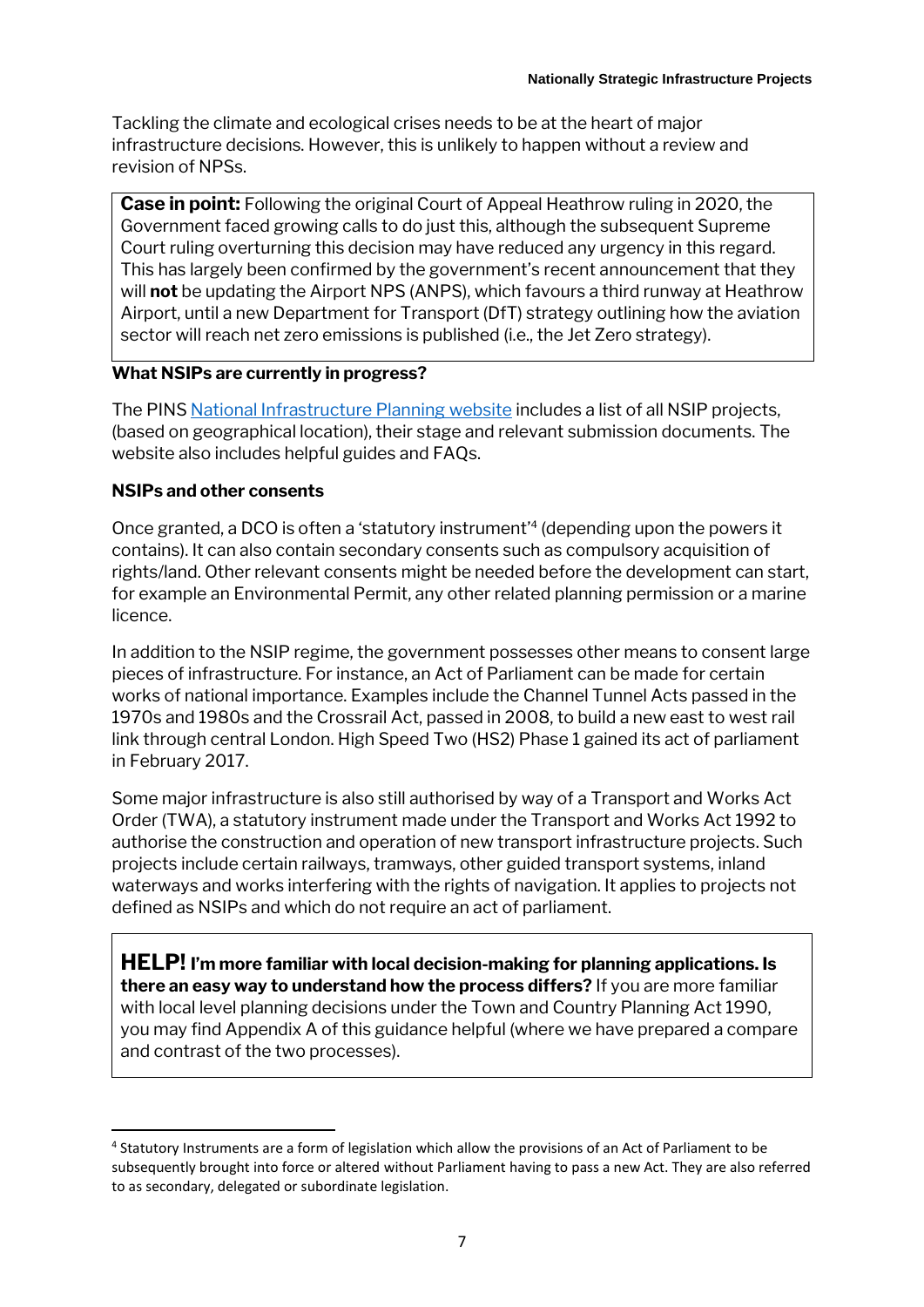Tackling the climate and ecological crises needs to be at the heart of major infrastructure decisions. However, this is unlikely to happen without a review and revision of NPSs.

> **Case in point:** Following the original Court of Appeal Heathrow ruling in 2020, the Government faced growing calls to do just this, although the subsequent Supreme Court ruling overturning this decision may have reduced any urgency in this regard. This has largely been confirmed by the government's recent announcement that they will **not** be updating the Airport NPS (ANPS), which favours a third runway at Heathrow Airport, until a new Department for Transport (DfT) strategy outlining how the aviation sector will reach net zero emissions is published (i.e., the Jet Zero strategy).

**What NSIPs are currently in progress?**

The PINS National Infrastructure Planning website includes a list of all NSIP projects, (based on geographical location), their stage and relevant submission documents. The website also includes helpful guides and FAQs.

**NSIPs and other consents**

Once granted, a DCO is often a 'statutory instrument'[4] (depending upon the powers it contains). It can also contain secondary consents such as compulsory acquisition of rights/land. Other relevant consents might be needed before the development can start, for example an Environmental Permit, any other related planning permission or a marine licence.

In addition to the NSIP regime, the government possesses other means to consent large pieces of infrastructure. For instance, an Act of Parliament can be made for certain works of national importance. Examples include the Channel Tunnel Acts passed in the 1970s and 1980s and the Crossrail Act, passed in 2008, to build a new east to west rail link through central London. High Speed Two (HS2) Phase 1 gained its act of parliament in February 2017.

Some major infrastructure is also still authorised by way of a Transport and Works Act Order (TWA), a statutory instrument made under the Transport and Works Act 1992 to authorise the construction and operation of new transport infrastructure projects. Such projects include certain railways, tramways, other guided transport systems, inland waterways and works interfering with the rights of navigation. It applies to projects not defined as NSIPs and which do not require an act of parliament.

> **HELP! I'm more familiar with local decision-making for planning applications. Is there an easy way to understand how the process differs?** If you are more familiar with local level planning decisions under the Town and Country Planning Act 1990, you may find Appendix A of this guidance helpful (where we have prepared a compare and contrast of the two processes).

[4] Statutory Instruments are a form of legislation which allow the provisions of an Act of Parliament to be subsequently brought into force or altered without Parliament having to pass a new Act. They are also referred to as secondary, delegated or subordinate legislation.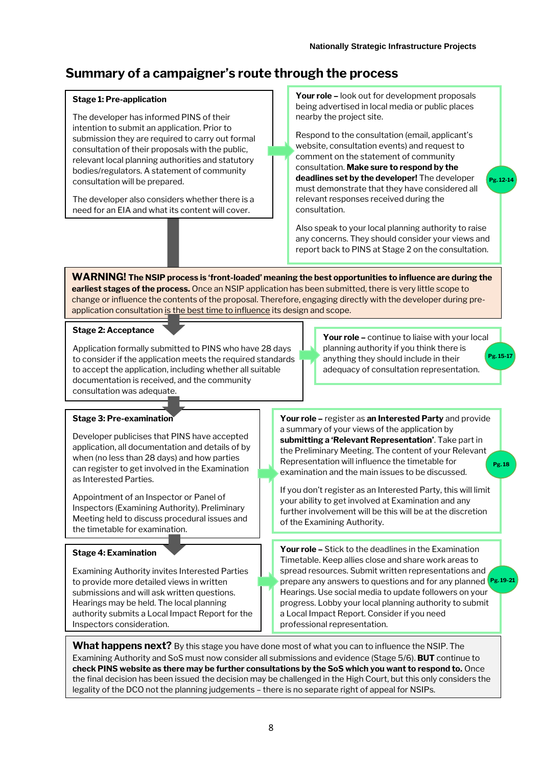## Summary of a campaigner's route through the process

**Stage 1: Pre-application**

The developer has informed PINS of their intention to submit an application. Prior to submission they are required to carry out formal consultation of their proposals with the public, relevant local planning authorities and statutory bodies/regulators. A statement of community consultation will be prepared.

The developer also considers whether there is a need for an EIA and what its content will cover.

**Your role –** look out for development proposals being advertised in local media or public places nearby the project site.

Respond to the consultation (email, applicant's website, consultation events) and request to comment on the statement of community consultation. **Make sure to respond by the deadlines set by the developer!** The developer must demonstrate that they have considered all relevant responses received during the consultation.

Also speak to your local planning authority to raise any concerns. They should consider your views and report back to PINS at Stage 2 on the consultation.

Pg. 12-14

**WARNING! The NSIP process is 'front-loaded' meaning the best opportunities to influence are during the earliest stages of the process.** Once an NSIP application has been submitted, there is very little scope to change or influence the contents of the proposal. Therefore, engaging directly with the developer during pre-application consultation is the best time to influence its design and scope.

**Stage 2: Acceptance**

Application formally submitted to PINS who have 28 days to consider if the application meets the required standards to accept the application, including whether all suitable documentation is received, and the community consultation was adequate.

**Your role –** continue to liaise with your local planning authority if you think there is anything they should include in their adequacy of consultation representation.

Pg. 15-17

**Stage 3: Pre-examination**

Developer publicises that PINS have accepted application, all documentation and details of by when (no less than 28 days) and how parties can register to get involved in the Examination as Interested Parties.

Appointment of an Inspector or Panel of Inspectors (Examining Authority). Preliminary Meeting held to discuss procedural issues and the timetable for examination.

**Your role –** register as **an Interested Party** and provide a summary of your views of the application by **submitting a 'Relevant Representation'**. Take part in the Preliminary Meeting. The content of your Relevant Representation will influence the timetable for examination and the main issues to be discussed.

If you don't register as an Interested Party, this will limit your ability to get involved at Examination and any further involvement will be this will be at the discretion of the Examining Authority.

Pg. 18

**Stage 4: Examination**

Examining Authority invites Interested Parties to provide more detailed views in written submissions and will ask written questions. Hearings may be held. The local planning authority submits a Local Impact Report for the Inspectors consideration.

**Your role –** Stick to the deadlines in the Examination Timetable. Keep allies close and share work areas to spread resources. Submit written representations and prepare any answers to questions and for any planned Hearings. Use social media to update followers on your progress. Lobby your local planning authority to submit a Local Impact Report. Consider if you need professional representation.

Pg. 19-21

**What happens next?** By this stage you have done most of what you can to influence the NSIP. The Examining Authority and SoS must now consider all submissions and evidence (Stage 5/6). **BUT** continue to **check PINS website as there may be further consultations by the SoS which you want to respond to.** Once the final decision has been issued the decision may be challenged in the High Court, but this only considers the legality of the DCO not the planning judgements – there is no separate right of appeal for NSIPs.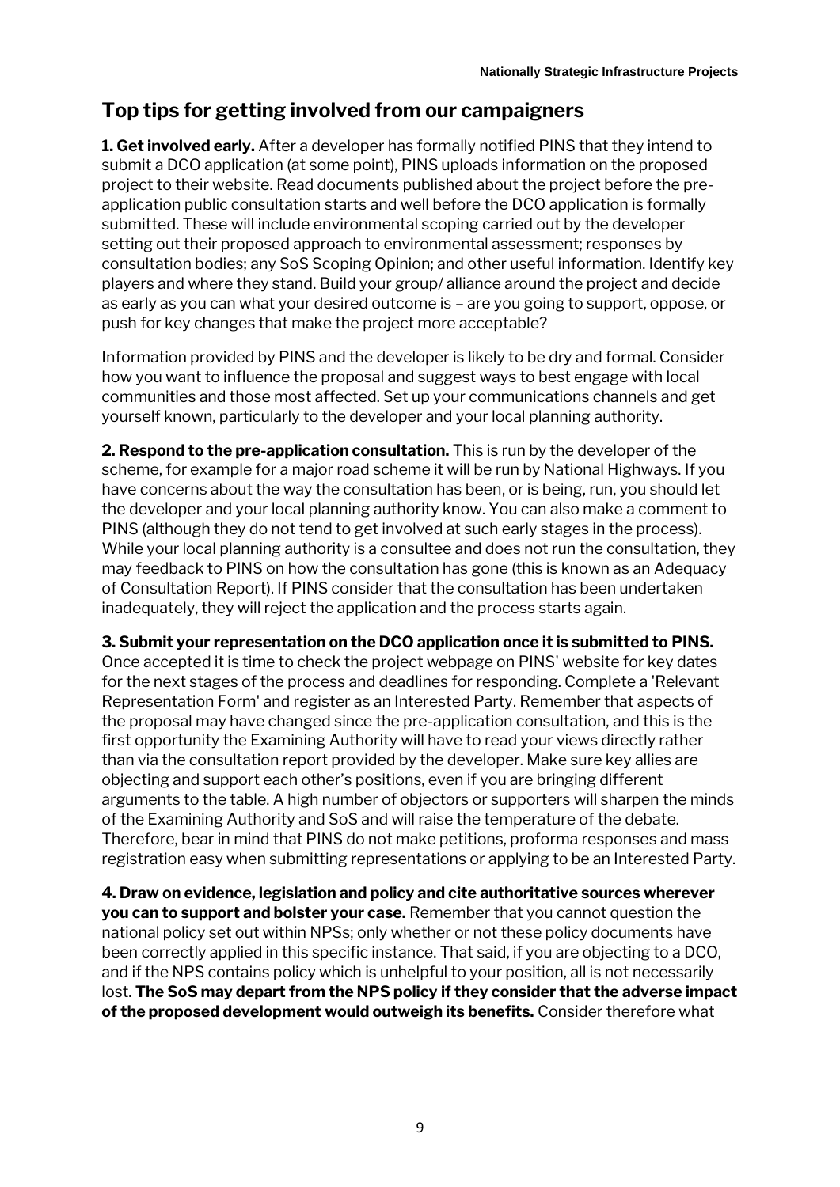## Top tips for getting involved from our campaigners

**1. Get involved early.** After a developer has formally notified PINS that they intend to submit a DCO application (at some point), PINS uploads information on the proposed project to their website. Read documents published about the project before the pre-application public consultation starts and well before the DCO application is formally submitted. These will include environmental scoping carried out by the developer setting out their proposed approach to environmental assessment; responses by consultation bodies; any SoS Scoping Opinion; and other useful information. Identify key players and where they stand. Build your group/ alliance around the project and decide as early as you can what your desired outcome is – are you going to support, oppose, or push for key changes that make the project more acceptable?

Information provided by PINS and the developer is likely to be dry and formal. Consider how you want to influence the proposal and suggest ways to best engage with local communities and those most affected. Set up your communications channels and get yourself known, particularly to the developer and your local planning authority.

**2. Respond to the pre-application consultation.** This is run by the developer of the scheme, for example for a major road scheme it will be run by National Highways. If you have concerns about the way the consultation has been, or is being, run, you should let the developer and your local planning authority know. You can also make a comment to PINS (although they do not tend to get involved at such early stages in the process). While your local planning authority is a consultee and does not run the consultation, they may feedback to PINS on how the consultation has gone (this is known as an Adequacy of Consultation Report). If PINS consider that the consultation has been undertaken inadequately, they will reject the application and the process starts again.

**3. Submit your representation on the DCO application once it is submitted to PINS.** Once accepted it is time to check the project webpage on PINS' website for key dates for the next stages of the process and deadlines for responding. Complete a 'Relevant Representation Form' and register as an Interested Party. Remember that aspects of the proposal may have changed since the pre-application consultation, and this is the first opportunity the Examining Authority will have to read your views directly rather than via the consultation report provided by the developer. Make sure key allies are objecting and support each other's positions, even if you are bringing different arguments to the table. A high number of objectors or supporters will sharpen the minds of the Examining Authority and SoS and will raise the temperature of the debate. Therefore, bear in mind that PINS do not make petitions, proforma responses and mass registration easy when submitting representations or applying to be an Interested Party.

**4. Draw on evidence, legislation and policy and cite authoritative sources wherever you can to support and bolster your case.** Remember that you cannot question the national policy set out within NPSs; only whether or not these policy documents have been correctly applied in this specific instance. That said, if you are objecting to a DCO, and if the NPS contains policy which is unhelpful to your position, all is not necessarily lost. **The SoS may depart from the NPS policy if they consider that the adverse impact of the proposed development would outweigh its benefits.** Consider therefore what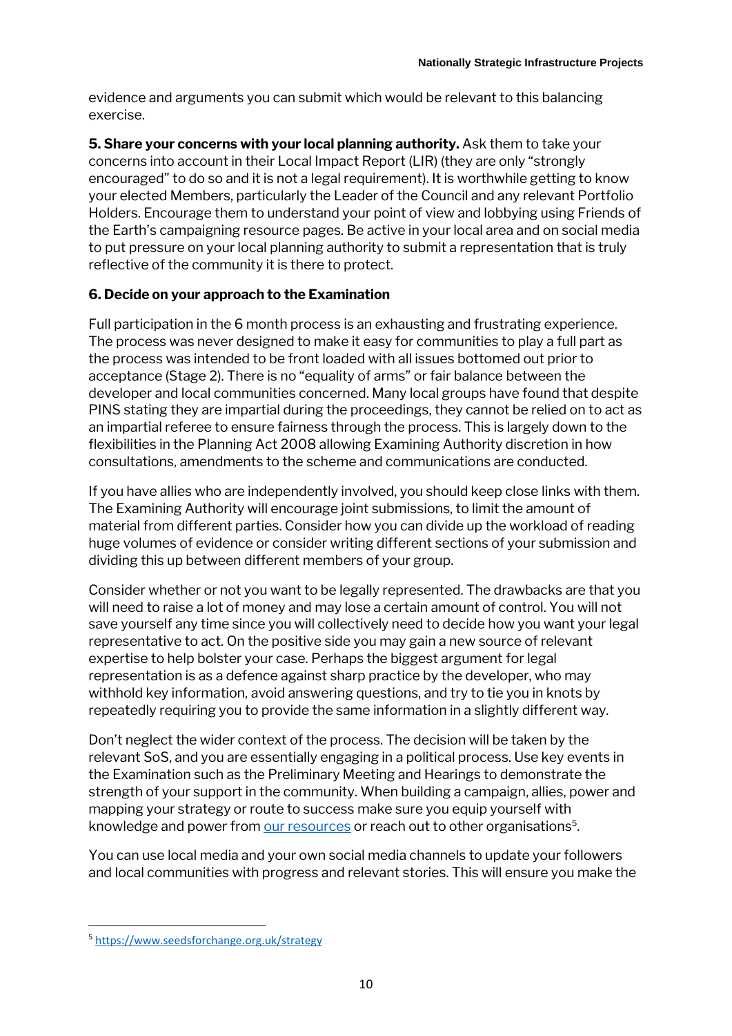evidence and arguments you can submit which would be relevant to this balancing exercise.

**5. Share your concerns with your local planning authority.** Ask them to take your concerns into account in their Local Impact Report (LIR) (they are only "strongly encouraged" to do so and it is not a legal requirement). It is worthwhile getting to know your elected Members, particularly the Leader of the Council and any relevant Portfolio Holders. Encourage them to understand your point of view and lobbying using Friends of the Earth's campaigning resource pages. Be active in your local area and on social media to put pressure on your local planning authority to submit a representation that is truly reflective of the community it is there to protect.

**6. Decide on your approach to the Examination**

Full participation in the 6 month process is an exhausting and frustrating experience. The process was never designed to make it easy for communities to play a full part as the process was intended to be front loaded with all issues bottomed out prior to acceptance (Stage 2). There is no "equality of arms" or fair balance between the developer and local communities concerned. Many local groups have found that despite PINS stating they are impartial during the proceedings, they cannot be relied on to act as an impartial referee to ensure fairness through the process. This is largely down to the flexibilities in the Planning Act 2008 allowing Examining Authority discretion in how consultations, amendments to the scheme and communications are conducted.

If you have allies who are independently involved, you should keep close links with them. The Examining Authority will encourage joint submissions, to limit the amount of material from different parties. Consider how you can divide up the workload of reading huge volumes of evidence or consider writing different sections of your submission and dividing this up between different members of your group.

Consider whether or not you want to be legally represented. The drawbacks are that you will need to raise a lot of money and may lose a certain amount of control. You will not save yourself any time since you will collectively need to decide how you want your legal representative to act. On the positive side you may gain a new source of relevant expertise to help bolster your case. Perhaps the biggest argument for legal representation is as a defence against sharp practice by the developer, who may withhold key information, avoid answering questions, and try to tie you in knots by repeatedly requiring you to provide the same information in a slightly different way.

Don't neglect the wider context of the process. The decision will be taken by the relevant SoS, and you are essentially engaging in a political process. Use key events in the Examination such as the Preliminary Meeting and Hearings to demonstrate the strength of your support in the community. When building a campaign, allies, power and mapping your strategy or route to success make sure you equip yourself with knowledge and power from our resources or reach out to other organisations[5].

You can use local media and your own social media channels to update your followers and local communities with progress and relevant stories. This will ensure you make the

[5] https://www.seedsforchange.org.uk/strategy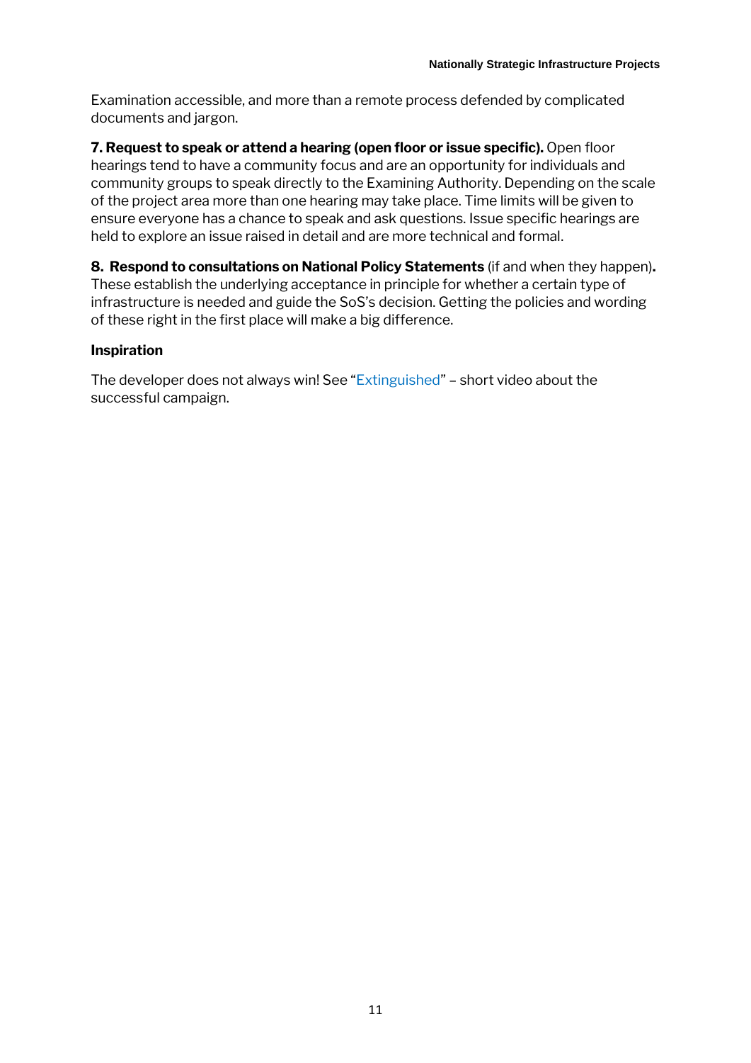Examination accessible, and more than a remote process defended by complicated documents and jargon.

**7. Request to speak or attend a hearing (open floor or issue specific).** Open floor hearings tend to have a community focus and are an opportunity for individuals and community groups to speak directly to the Examining Authority. Depending on the scale of the project area more than one hearing may take place. Time limits will be given to ensure everyone has a chance to speak and ask questions. Issue specific hearings are held to explore an issue raised in detail and are more technical and formal.

**8. Respond to consultations on National Policy Statements** (if and when they happen)**.** These establish the underlying acceptance in principle for whether a certain type of infrastructure is needed and guide the SoS's decision. Getting the policies and wording of these right in the first place will make a big difference.

**Inspiration**

The developer does not always win! See "Extinguished" – short video about the successful campaign.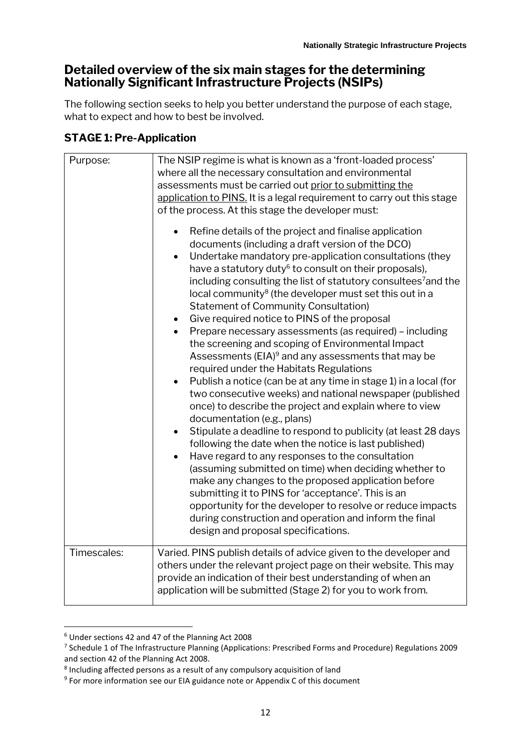## Detailed overview of the six main stages for the determining Nationally Significant Infrastructure Projects (NSIPs)

The following section seeks to help you better understand the purpose of each stage, what to expect and how to best be involved.

### STAGE 1: Pre-Application

| | |
|---|---|
| Purpose: | The NSIP regime is what is known as a 'front-loaded process' where all the necessary consultation and environmental assessments must be carried out prior to submitting the application to PINS. It is a legal requirement to carry out this stage of the process. At this stage the developer must:<br><br>• Refine details of the project and finalise application documents (including a draft version of the DCO)<br>• Undertake mandatory pre-application consultations (they have a statutory duty[6] to consult on their proposals), including consulting the list of statutory consultees[7] and the local community[8] (the developer must set this out in a Statement of Community Consultation)<br>• Give required notice to PINS of the proposal<br>• Prepare necessary assessments (as required) – including the screening and scoping of Environmental Impact Assessments (EIA)[9] and any assessments that may be required under the Habitats Regulations<br>• Publish a notice (can be at any time in stage 1) in a local (for two consecutive weeks) and national newspaper (published once) to describe the project and explain where to view documentation (e.g., plans)<br>• Stipulate a deadline to respond to publicity (at least 28 days following the date when the notice is last published)<br>• Have regard to any responses to the consultation (assuming submitted on time) when deciding whether to make any changes to the proposed application before submitting it to PINS for 'acceptance'. This is an opportunity for the developer to resolve or reduce impacts during construction and operation and inform the final design and proposal specifications. |
| Timescales: | Varied. PINS publish details of advice given to the developer and others under the relevant project page on their website. This may provide an indication of their best understanding of when an application will be submitted (Stage 2) for you to work from. |

[6] Under sections 42 and 47 of the Planning Act 2008

[7] Schedule 1 of The Infrastructure Planning (Applications: Prescribed Forms and Procedure) Regulations 2009 and section 42 of the Planning Act 2008.

[8] Including affected persons as a result of any compulsory acquisition of land

[9] For more information see our EIA guidance note or Appendix C of this document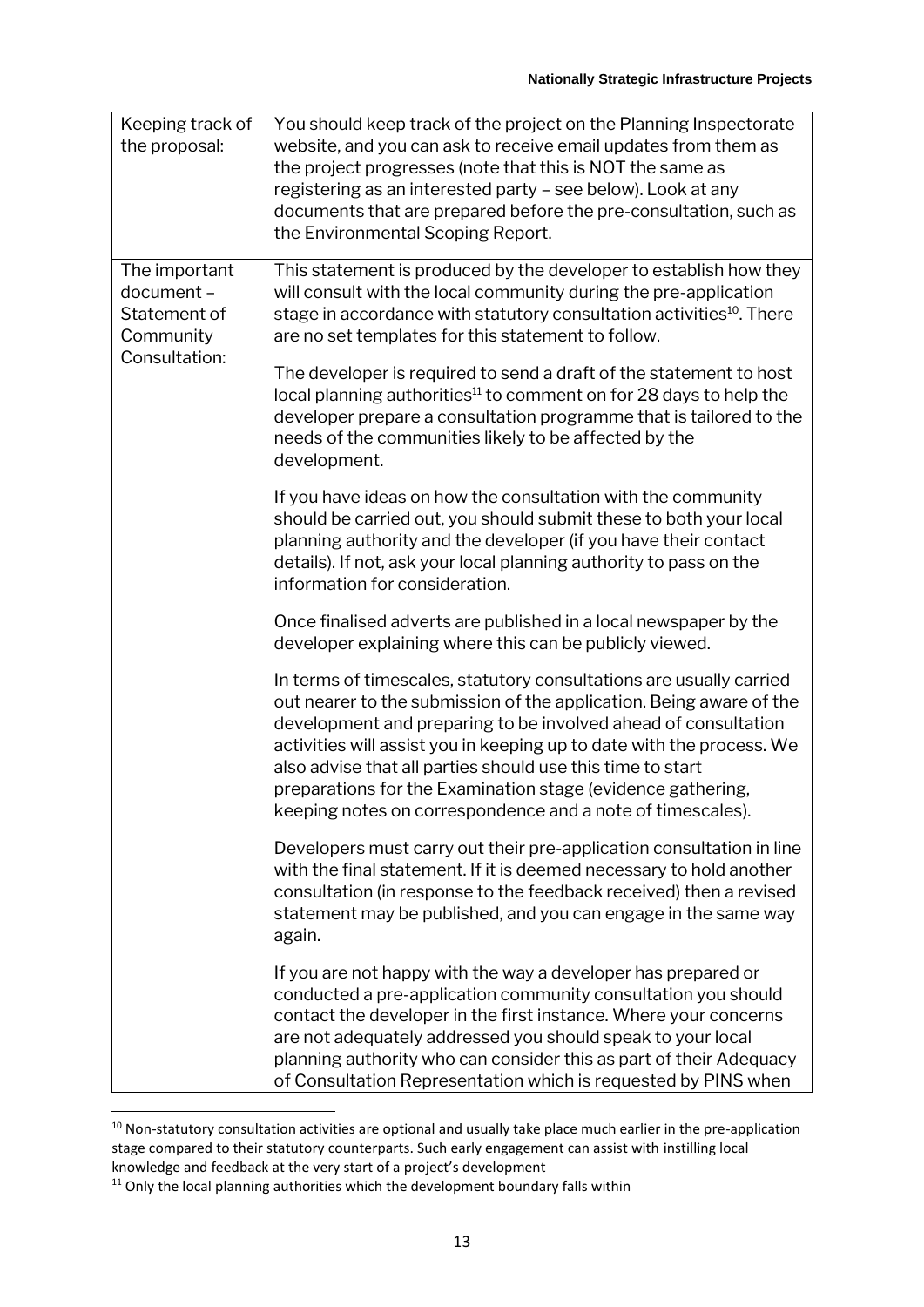| | |
|---|---|
| Keeping track of the proposal: | You should keep track of the project on the Planning Inspectorate website, and you can ask to receive email updates from them as the project progresses (note that this is NOT the same as registering as an interested party – see below). Look at any documents that are prepared before the pre-consultation, such as the Environmental Scoping Report. |
| The important document – Statement of Community Consultation: | This statement is produced by the developer to establish how they will consult with the local community during the pre-application stage in accordance with statutory consultation activities[10]. There are no set templates for this statement to follow.<br><br>The developer is required to send a draft of the statement to host local planning authorities[11] to comment on for 28 days to help the developer prepare a consultation programme that is tailored to the needs of the communities likely to be affected by the development.<br><br>If you have ideas on how the consultation with the community should be carried out, you should submit these to both your local planning authority and the developer (if you have their contact details). If not, ask your local planning authority to pass on the information for consideration.<br><br>Once finalised adverts are published in a local newspaper by the developer explaining where this can be publicly viewed.<br><br>In terms of timescales, statutory consultations are usually carried out nearer to the submission of the application. Being aware of the development and preparing to be involved ahead of consultation activities will assist you in keeping up to date with the process. We also advise that all parties should use this time to start preparations for the Examination stage (evidence gathering, keeping notes on correspondence and a note of timescales).<br><br>Developers must carry out their pre-application consultation in line with the final statement. If it is deemed necessary to hold another consultation (in response to the feedback received) then a revised statement may be published, and you can engage in the same way again.<br><br>If you are not happy with the way a developer has prepared or conducted a pre-application community consultation you should contact the developer in the first instance. Where your concerns are not adequately addressed you should speak to your local planning authority who can consider this as part of their Adequacy of Consultation Representation which is requested by PINS when |

[10] Non-statutory consultation activities are optional and usually take place much earlier in the pre-application stage compared to their statutory counterparts. Such early engagement can assist with instilling local knowledge and feedback at the very start of a project's development

[11] Only the local planning authorities which the development boundary falls within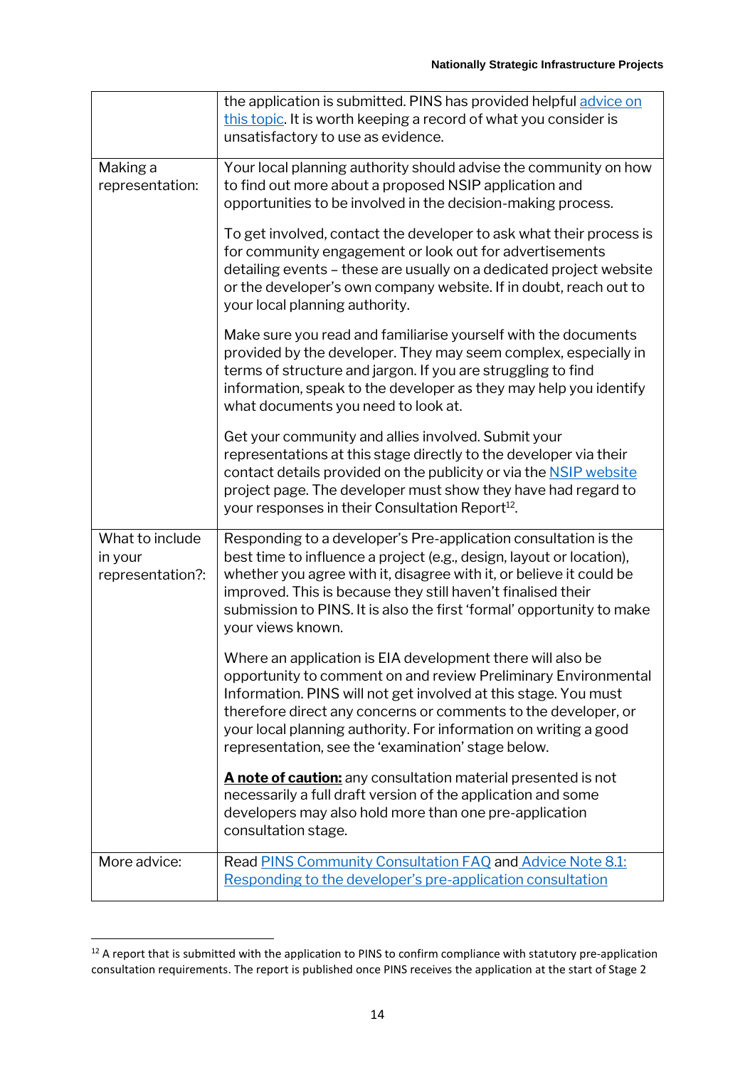| | |
|---|---|
| | the application is submitted. PINS has provided helpful advice on this topic. It is worth keeping a record of what you consider is unsatisfactory to use as evidence. |
| Making a representation: | Your local planning authority should advise the community on how to find out more about a proposed NSIP application and opportunities to be involved in the decision-making process.<br><br>To get involved, contact the developer to ask what their process is for community engagement or look out for advertisements detailing events – these are usually on a dedicated project website or the developer's own company website. If in doubt, reach out to your local planning authority.<br><br>Make sure you read and familiarise yourself with the documents provided by the developer. They may seem complex, especially in terms of structure and jargon. If you are struggling to find information, speak to the developer as they may help you identify what documents you need to look at.<br><br>Get your community and allies involved. Submit your representations at this stage directly to the developer via their contact details provided on the publicity or via the NSIP website project page. The developer must show they have had regard to your responses in their Consultation Report[12]. |
| What to include in your representation?: | Responding to a developer's Pre-application consultation is the best time to influence a project (e.g., design, layout or location), whether you agree with it, disagree with it, or believe it could be improved. This is because they still haven't finalised their submission to PINS. It is also the first 'formal' opportunity to make your views known.<br><br>Where an application is EIA development there will also be opportunity to comment on and review Preliminary Environmental Information. PINS will not get involved at this stage. You must therefore direct any concerns or comments to the developer, or your local planning authority. For information on writing a good representation, see the 'examination' stage below.<br><br>**A note of caution:** any consultation material presented is not necessarily a full draft version of the application and some developers may also hold more than one pre-application consultation stage. |
| More advice: | Read PINS Community Consultation FAQ and Advice Note 8.1: Responding to the developer's pre-application consultation |

[12] A report that is submitted with the application to PINS to confirm compliance with statutory pre-application consultation requirements. The report is published once PINS receives the application at the start of Stage 2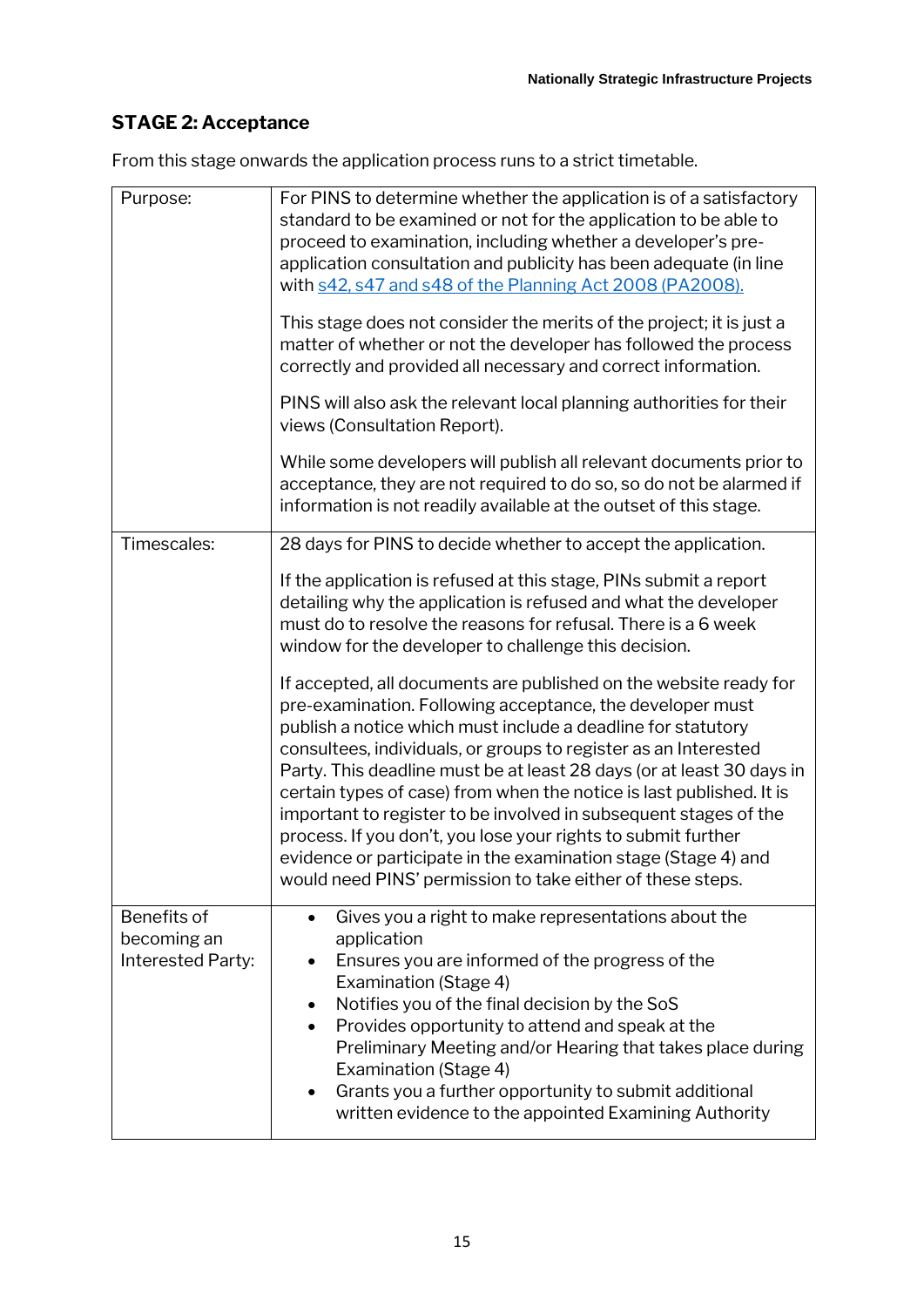## STAGE 2: Acceptance

From this stage onwards the application process runs to a strict timetable.

| | |
|---|---|
| Purpose: | For PINS to determine whether the application is of a satisfactory standard to be examined or not for the application to be able to proceed to examination, including whether a developer's pre-application consultation and publicity has been adequate (in line with [s42, s47 and s48 of the Planning Act 2008 (PA2008).](#)<br><br>This stage does not consider the merits of the project; it is just a matter of whether or not the developer has followed the process correctly and provided all necessary and correct information.<br><br>PINS will also ask the relevant local planning authorities for their views (Consultation Report).<br><br>While some developers will publish all relevant documents prior to acceptance, they are not required to do so, so do not be alarmed if information is not readily available at the outset of this stage. |
| Timescales: | 28 days for PINS to decide whether to accept the application.<br><br>If the application is refused at this stage, PINs submit a report detailing why the application is refused and what the developer must do to resolve the reasons for refusal. There is a 6 week window for the developer to challenge this decision.<br><br>If accepted, all documents are published on the website ready for pre-examination. Following acceptance, the developer must publish a notice which must include a deadline for statutory consultees, individuals, or groups to register as an Interested Party. This deadline must be at least 28 days (or at least 30 days in certain types of case) from when the notice is last published. It is important to register to be involved in subsequent stages of the process. If you don't, you lose your rights to submit further evidence or participate in the examination stage (Stage 4) and would need PINS' permission to take either of these steps. |
| Benefits of becoming an Interested Party: | • Gives you a right to make representations about the application<br>• Ensures you are informed of the progress of the Examination (Stage 4)<br>• Notifies you of the final decision by the SoS<br>• Provides opportunity to attend and speak at the Preliminary Meeting and/or Hearing that takes place during Examination (Stage 4)<br>• Grants you a further opportunity to submit additional written evidence to the appointed Examining Authority |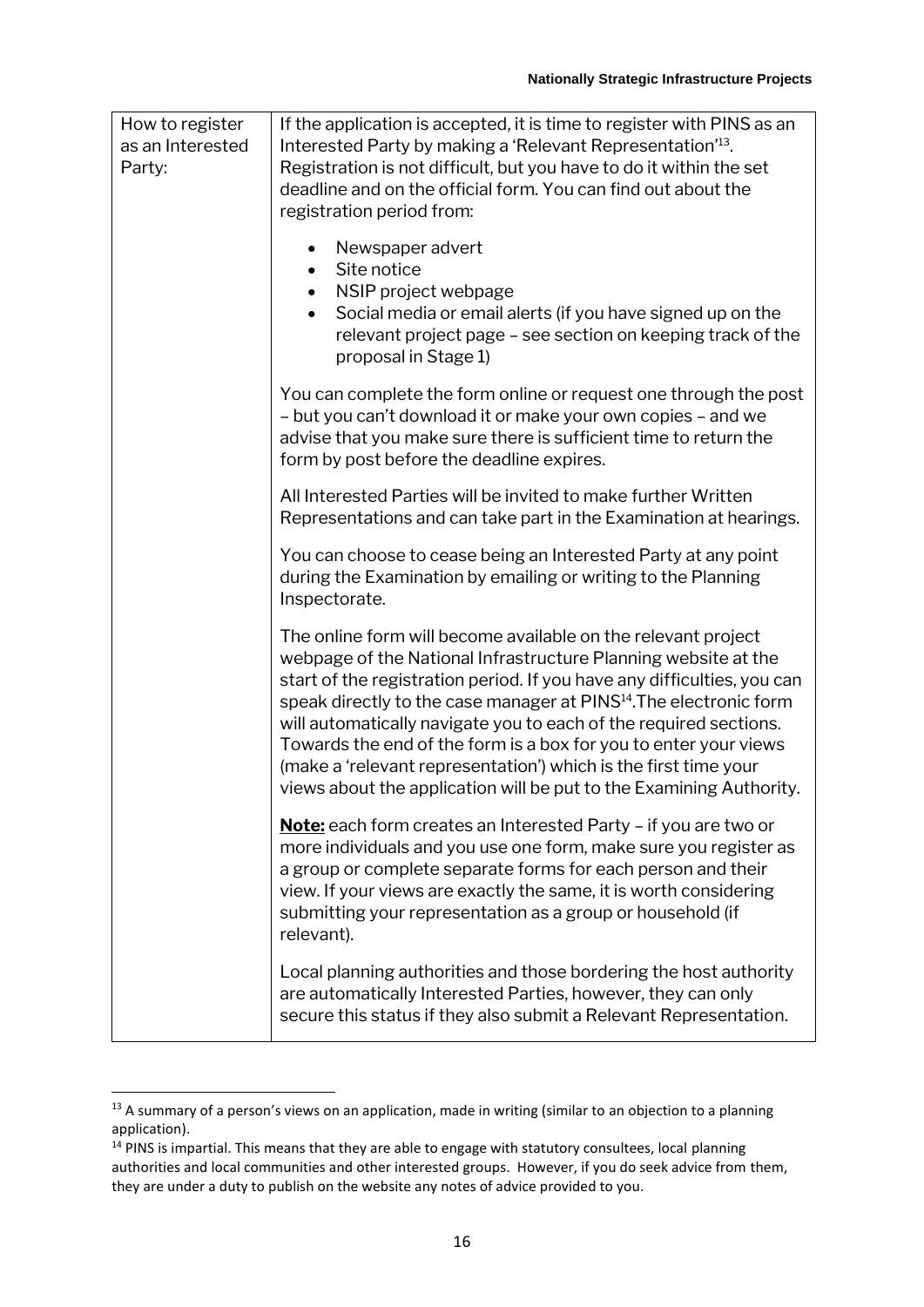| How to register as an Interested Party: | If the application is accepted, it is time to register with PINS as an Interested Party by making a 'Relevant Representation'[13]. Registration is not difficult, but you have to do it within the set deadline and on the official form. You can find out about the registration period from:<br><br>• Newspaper advert<br>• Site notice<br>• NSIP project webpage<br>• Social media or email alerts (if you have signed up on the relevant project page – see section on keeping track of the proposal in Stage 1)<br><br>You can complete the form online or request one through the post – but you can't download it or make your own copies – and we advise that you make sure there is sufficient time to return the form by post before the deadline expires.<br><br>All Interested Parties will be invited to make further Written Representations and can take part in the Examination at hearings.<br><br>You can choose to cease being an Interested Party at any point during the Examination by emailing or writing to the Planning Inspectorate.<br><br>The online form will become available on the relevant project webpage of the National Infrastructure Planning website at the start of the registration period. If you have any difficulties, you can speak directly to the case manager at PINS[14].The electronic form will automatically navigate you to each of the required sections. Towards the end of the form is a box for you to enter your views (make a 'relevant representation') which is the first time your views about the application will be put to the Examining Authority.<br><br>**Note:** each form creates an Interested Party – if you are two or more individuals and you use one form, make sure you register as a group or complete separate forms for each person and their view. If your views are exactly the same, it is worth considering submitting your representation as a group or household (if relevant).<br><br>Local planning authorities and those bordering the host authority are automatically Interested Parties, however, they can only secure this status if they also submit a Relevant Representation. |
|---|---|

[13] A summary of a person's views on an application, made in writing (similar to an objection to a planning application).

[14] PINS is impartial. This means that they are able to engage with statutory consultees, local planning authorities and local communities and other interested groups. However, if you do seek advice from them, they are under a duty to publish on the website any notes of advice provided to you.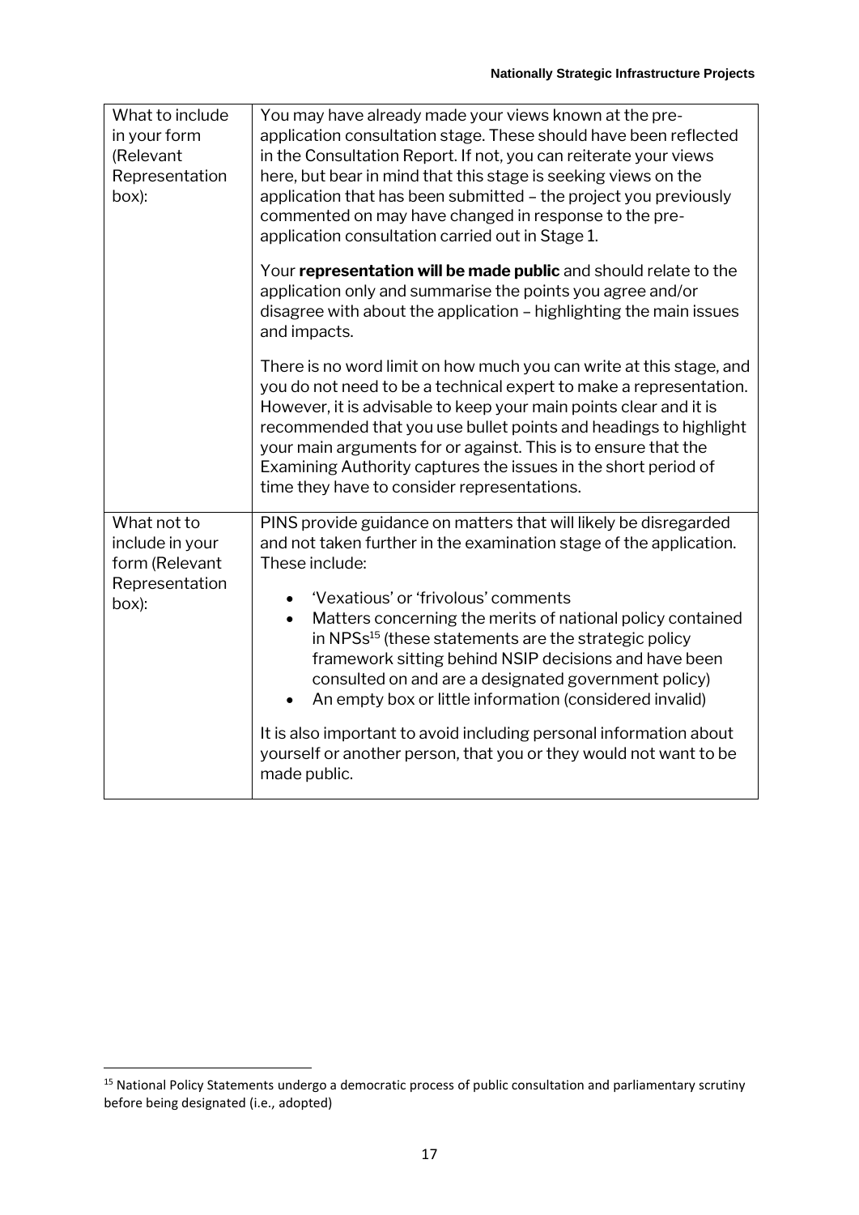| What to include in your form (Relevant Representation box): | You may have already made your views known at the pre-application consultation stage. These should have been reflected in the Consultation Report. If not, you can reiterate your views here, but bear in mind that this stage is seeking views on the application that has been submitted – the project you previously commented on may have changed in response to the pre-application consultation carried out in Stage 1.<br><br>Your **representation will be made public** and should relate to the application only and summarise the points you agree and/or disagree with about the application – highlighting the main issues and impacts.<br><br>There is no word limit on how much you can write at this stage, and you do not need to be a technical expert to make a representation. However, it is advisable to keep your main points clear and it is recommended that you use bullet points and headings to highlight your main arguments for or against. This is to ensure that the Examining Authority captures the issues in the short period of time they have to consider representations. |
|---|---|
| What not to include in your form (Relevant Representation box): | PINS provide guidance on matters that will likely be disregarded and not taken further in the examination stage of the application. These include:<br><br>• 'Vexatious' or 'frivolous' comments<br>• Matters concerning the merits of national policy contained in NPSs[15] (these statements are the strategic policy framework sitting behind NSIP decisions and have been consulted on and are a designated government policy)<br>• An empty box or little information (considered invalid)<br><br>It is also important to avoid including personal information about yourself or another person, that you or they would not want to be made public. |

[15] National Policy Statements undergo a democratic process of public consultation and parliamentary scrutiny before being designated (i.e., adopted)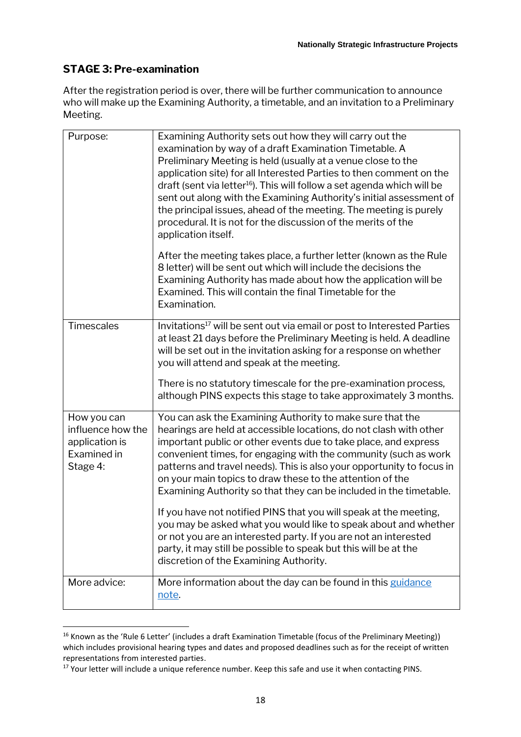## STAGE 3: Pre-examination

After the registration period is over, there will be further communication to announce who will make up the Examining Authority, a timetable, and an invitation to a Preliminary Meeting.

| | |
|---|---|
| Purpose: | Examining Authority sets out how they will carry out the examination by way of a draft Examination Timetable. A Preliminary Meeting is held (usually at a venue close to the application site) for all Interested Parties to then comment on the draft (sent via letter[16]). This will follow a set agenda which will be sent out along with the Examining Authority's initial assessment of the principal issues, ahead of the meeting. The meeting is purely procedural. It is not for the discussion of the merits of the application itself.<br><br>After the meeting takes place, a further letter (known as the Rule 8 letter) will be sent out which will include the decisions the Examining Authority has made about how the application will be Examined. This will contain the final Timetable for the Examination. |
| Timescales | Invitations[17] will be sent out via email or post to Interested Parties at least 21 days before the Preliminary Meeting is held. A deadline will be set out in the invitation asking for a response on whether you will attend and speak at the meeting.<br><br>There is no statutory timescale for the pre-examination process, although PINS expects this stage to take approximately 3 months. |
| How you can influence how the application is Examined in Stage 4: | You can ask the Examining Authority to make sure that the hearings are held at accessible locations, do not clash with other important public or other events due to take place, and express convenient times, for engaging with the community (such as work patterns and travel needs). This is also your opportunity to focus in on your main topics to draw these to the attention of the Examining Authority so that they can be included in the timetable.<br><br>If you have not notified PINS that you will speak at the meeting, you may be asked what you would like to speak about and whether or not you are an interested party. If you are not an interested party, it may still be possible to speak but this will be at the discretion of the Examining Authority. |
| More advice: | More information about the day can be found in this [guidance note](). |

[16] Known as the 'Rule 6 Letter' (includes a draft Examination Timetable (focus of the Preliminary Meeting)) which includes provisional hearing types and dates and proposed deadlines such as for the receipt of written representations from interested parties.

[17] Your letter will include a unique reference number. Keep this safe and use it when contacting PINS.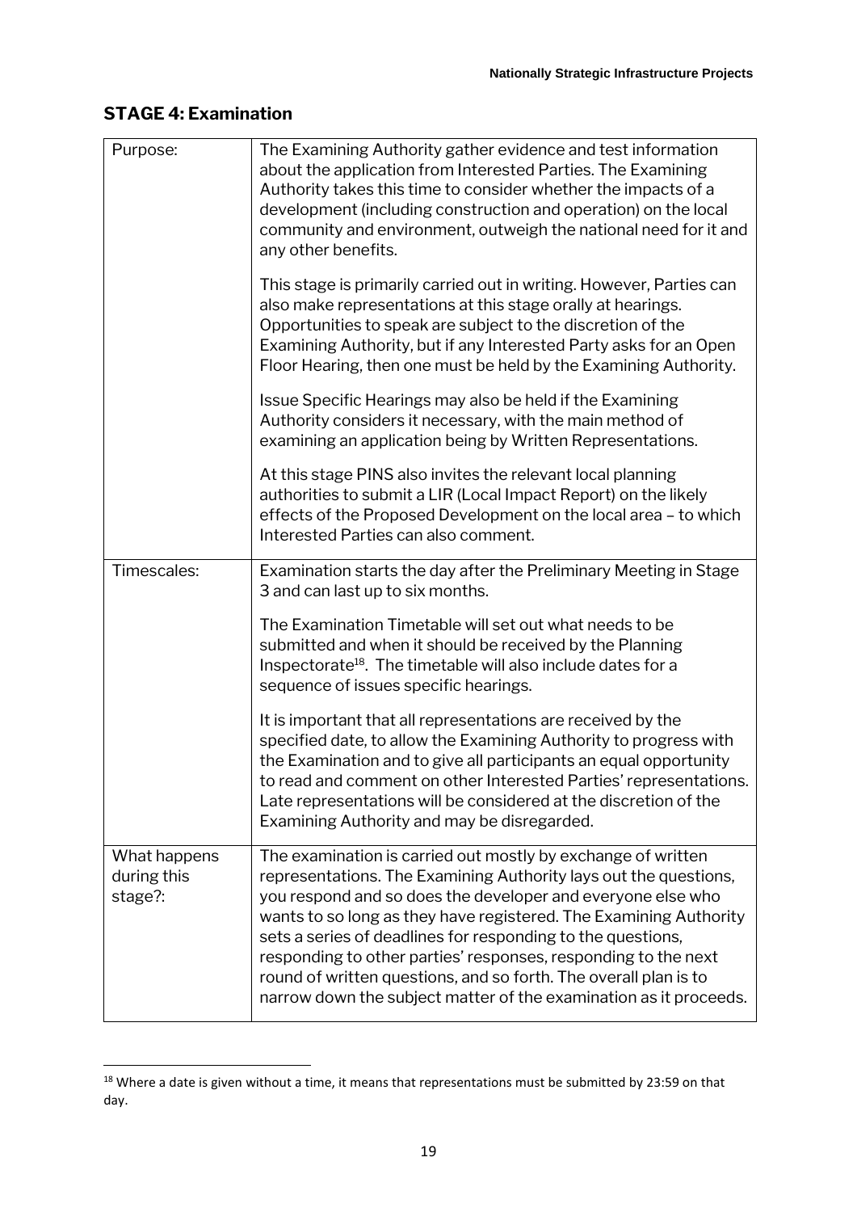## STAGE 4: Examination

| | |
|---|---|
| Purpose: | The Examining Authority gather evidence and test information about the application from Interested Parties. The Examining Authority takes this time to consider whether the impacts of a development (including construction and operation) on the local community and environment, outweigh the national need for it and any other benefits.<br><br>This stage is primarily carried out in writing. However, Parties can also make representations at this stage orally at hearings. Opportunities to speak are subject to the discretion of the Examining Authority, but if any Interested Party asks for an Open Floor Hearing, then one must be held by the Examining Authority.<br><br>Issue Specific Hearings may also be held if the Examining Authority considers it necessary, with the main method of examining an application being by Written Representations.<br><br>At this stage PINS also invites the relevant local planning authorities to submit a LIR (Local Impact Report) on the likely effects of the Proposed Development on the local area – to which Interested Parties can also comment. |
| Timescales: | Examination starts the day after the Preliminary Meeting in Stage 3 and can last up to six months.<br><br>The Examination Timetable will set out what needs to be submitted and when it should be received by the Planning Inspectorate[18]. The timetable will also include dates for a sequence of issues specific hearings.<br><br>It is important that all representations are received by the specified date, to allow the Examining Authority to progress with the Examination and to give all participants an equal opportunity to read and comment on other Interested Parties' representations. Late representations will be considered at the discretion of the Examining Authority and may be disregarded. |
| What happens during this stage?: | The examination is carried out mostly by exchange of written representations. The Examining Authority lays out the questions, you respond and so does the developer and everyone else who wants to so long as they have registered. The Examining Authority sets a series of deadlines for responding to the questions, responding to other parties' responses, responding to the next round of written questions, and so forth. The overall plan is to narrow down the subject matter of the examination as it proceeds. |

[18] Where a date is given without a time, it means that representations must be submitted by 23:59 on that day.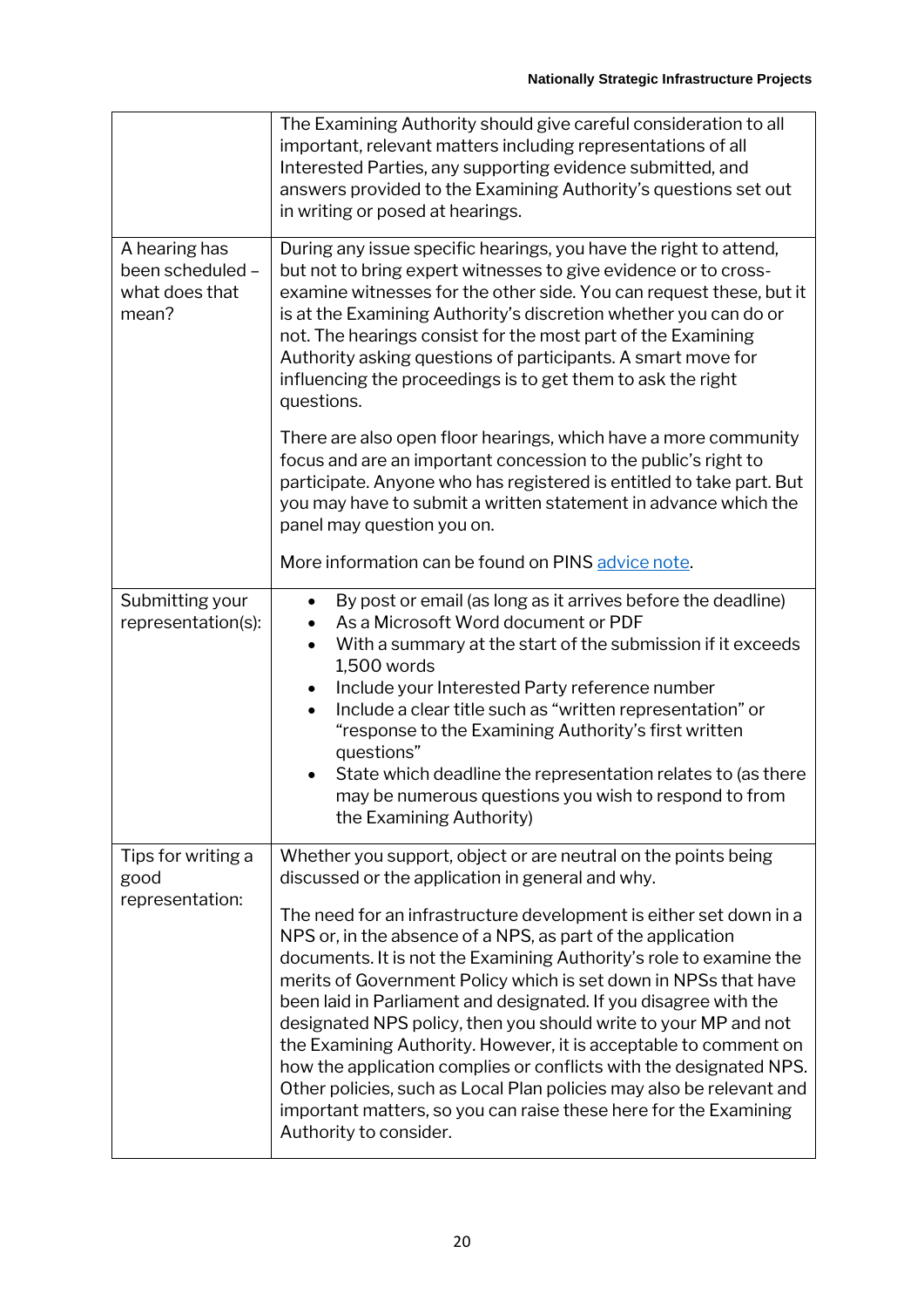| | |
|---|---|
| | The Examining Authority should give careful consideration to all important, relevant matters including representations of all Interested Parties, any supporting evidence submitted, and answers provided to the Examining Authority's questions set out in writing or posed at hearings. |
| A hearing has been scheduled – what does that mean? | During any issue specific hearings, you have the right to attend, but not to bring expert witnesses to give evidence or to cross-examine witnesses for the other side. You can request these, but it is at the Examining Authority's discretion whether you can do or not. The hearings consist for the most part of the Examining Authority asking questions of participants. A smart move for influencing the proceedings is to get them to ask the right questions.<br><br>There are also open floor hearings, which have a more community focus and are an important concession to the public's right to participate. Anyone who has registered is entitled to take part. But you may have to submit a written statement in advance which the panel may question you on.<br><br>More information can be found on PINS advice note. |
| Submitting your representation(s): | • By post or email (as long as it arrives before the deadline)<br>• As a Microsoft Word document or PDF<br>• With a summary at the start of the submission if it exceeds 1,500 words<br>• Include your Interested Party reference number<br>• Include a clear title such as "written representation" or "response to the Examining Authority's first written questions"<br>• State which deadline the representation relates to (as there may be numerous questions you wish to respond to from the Examining Authority) |
| Tips for writing a good representation: | Whether you support, object or are neutral on the points being discussed or the application in general and why.<br><br>The need for an infrastructure development is either set down in a NPS or, in the absence of a NPS, as part of the application documents. It is not the Examining Authority's role to examine the merits of Government Policy which is set down in NPSs that have been laid in Parliament and designated. If you disagree with the designated NPS policy, then you should write to your MP and not the Examining Authority. However, it is acceptable to comment on how the application complies or conflicts with the designated NPS. Other policies, such as Local Plan policies may also be relevant and important matters, so you can raise these here for the Examining Authority to consider. |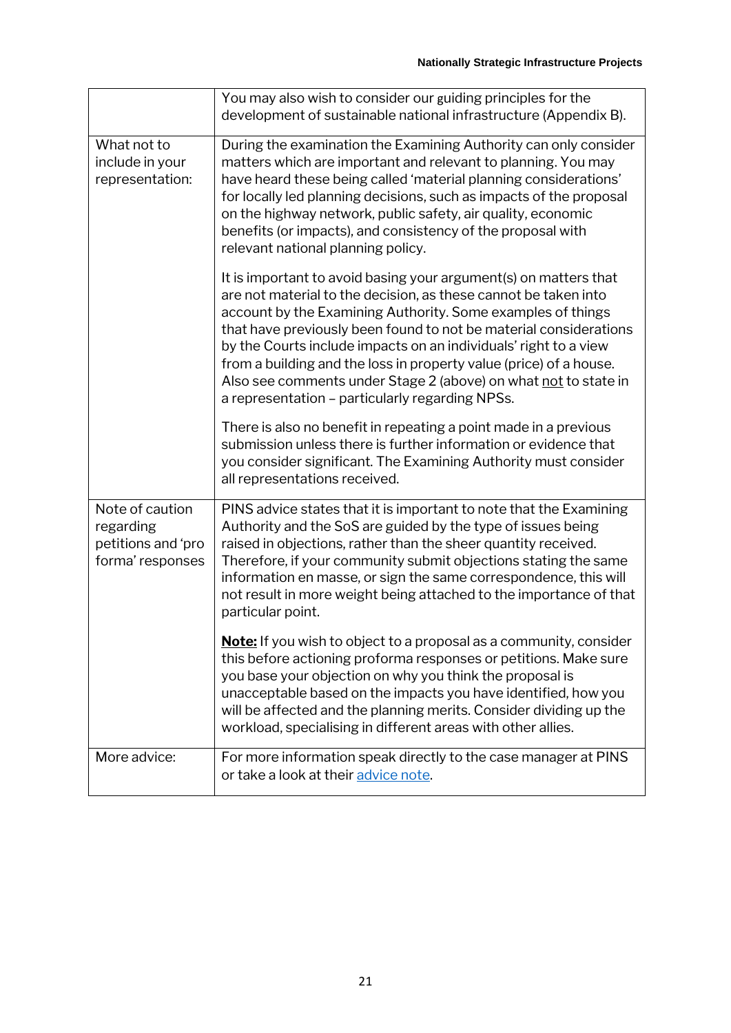| | |
|---|---|
| | You may also wish to consider our guiding principles for the development of sustainable national infrastructure (Appendix B). |
| What not to include in your representation: | During the examination the Examining Authority can only consider matters which are important and relevant to planning. You may have heard these being called 'material planning considerations' for locally led planning decisions, such as impacts of the proposal on the highway network, public safety, air quality, economic benefits (or impacts), and consistency of the proposal with relevant national planning policy.<br><br>It is important to avoid basing your argument(s) on matters that are not material to the decision, as these cannot be taken into account by the Examining Authority. Some examples of things that have previously been found to not be material considerations by the Courts include impacts on an individuals' right to a view from a building and the loss in property value (price) of a house. Also see comments under Stage 2 (above) on what <u>not</u> to state in a representation – particularly regarding NPSs.<br><br>There is also no benefit in repeating a point made in a previous submission unless there is further information or evidence that you consider significant. The Examining Authority must consider all representations received. |
| Note of caution regarding petitions and 'pro forma' responses | PINS advice states that it is important to note that the Examining Authority and the SoS are guided by the type of issues being raised in objections, rather than the sheer quantity received. Therefore, if your community submit objections stating the same information en masse, or sign the same correspondence, this will not result in more weight being attached to the importance of that particular point.<br><br>**<u>Note:</u>** If you wish to object to a proposal as a community, consider this before actioning proforma responses or petitions. Make sure you base your objection on why you think the proposal is unacceptable based on the impacts you have identified, how you will be affected and the planning merits. Consider dividing up the workload, specialising in different areas with other allies. |
| More advice: | For more information speak directly to the case manager at PINS or take a look at their [advice note](). |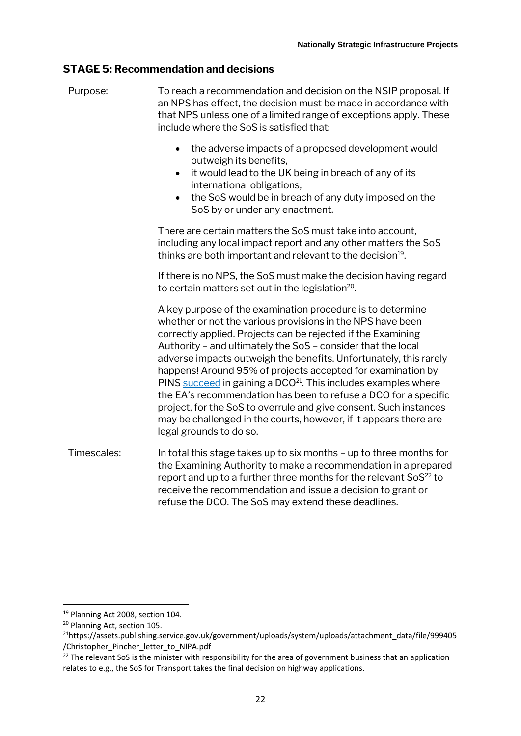## STAGE 5: Recommendation and decisions

| | |
|---|---|
| Purpose: | To reach a recommendation and decision on the NSIP proposal. If an NPS has effect, the decision must be made in accordance with that NPS unless one of a limited range of exceptions apply. These include where the SoS is satisfied that:<br><br>• the adverse impacts of a proposed development would outweigh its benefits,<br>• it would lead to the UK being in breach of any of its international obligations,<br>• the SoS would be in breach of any duty imposed on the SoS by or under any enactment.<br><br>There are certain matters the SoS must take into account, including any local impact report and any other matters the SoS thinks are both important and relevant to the decision[19].<br><br>If there is no NPS, the SoS must make the decision having regard to certain matters set out in the legislation[20].<br><br>A key purpose of the examination procedure is to determine whether or not the various provisions in the NPS have been correctly applied. Projects can be rejected if the Examining Authority – and ultimately the SoS – consider that the local adverse impacts outweigh the benefits. Unfortunately, this rarely happens! Around 95% of projects accepted for examination by PINS succeed in gaining a DCO[21]. This includes examples where the EA's recommendation has been to refuse a DCO for a specific project, for the SoS to overrule and give consent. Such instances may be challenged in the courts, however, if it appears there are legal grounds to do so. |
| Timescales: | In total this stage takes up to six months – up to three months for the Examining Authority to make a recommendation in a prepared report and up to a further three months for the relevant SoS[22] to receive the recommendation and issue a decision to grant or refuse the DCO. The SoS may extend these deadlines. |

---

[19] Planning Act 2008, section 104.

[20] Planning Act, section 105.

[21] https://assets.publishing.service.gov.uk/government/uploads/system/uploads/attachment_data/file/999405/Christopher_Pincher_letter_to_NIPA.pdf

[22] The relevant SoS is the minister with responsibility for the area of government business that an application relates to e.g., the SoS for Transport takes the final decision on highway applications.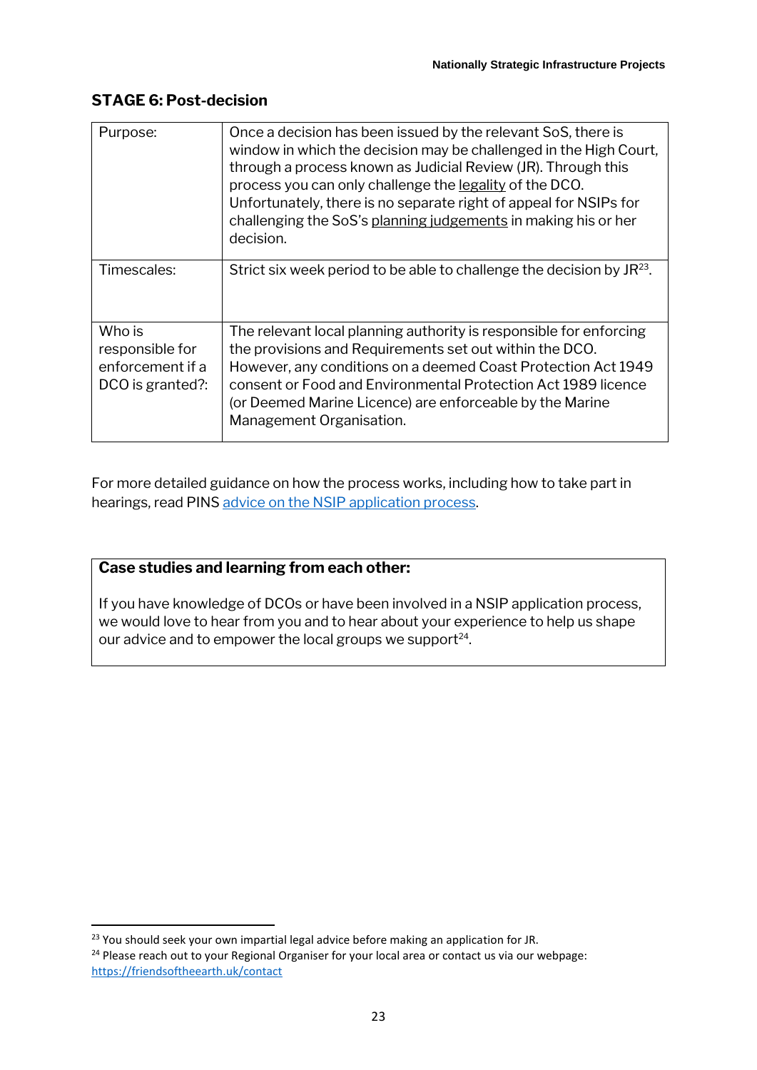## STAGE 6: Post-decision

| | |
|---|---|
| Purpose: | Once a decision has been issued by the relevant SoS, there is window in which the decision may be challenged in the High Court, through a process known as Judicial Review (JR). Through this process you can only challenge the legality of the DCO. Unfortunately, there is no separate right of appeal for NSIPs for challenging the SoS's planning judgements in making his or her decision. |
| Timescales: | Strict six week period to be able to challenge the decision by JR[23]. |
| Who is responsible for enforcement if a DCO is granted?: | The relevant local planning authority is responsible for enforcing the provisions and Requirements set out within the DCO. However, any conditions on a deemed Coast Protection Act 1949 consent or Food and Environmental Protection Act 1989 licence (or Deemed Marine Licence) are enforceable by the Marine Management Organisation. |

For more detailed guidance on how the process works, including how to take part in hearings, read PINS [advice on the NSIP application process](#).

**Case studies and learning from each other:**

If you have knowledge of DCOs or have been involved in a NSIP application process, we would love to hear from you and to hear about your experience to help us shape our advice and to empower the local groups we support[24].

---

[23] You should seek your own impartial legal advice before making an application for JR.

[24] Please reach out to your Regional Organiser for your local area or contact us via our webpage: https://friendsoftheearth.uk/contact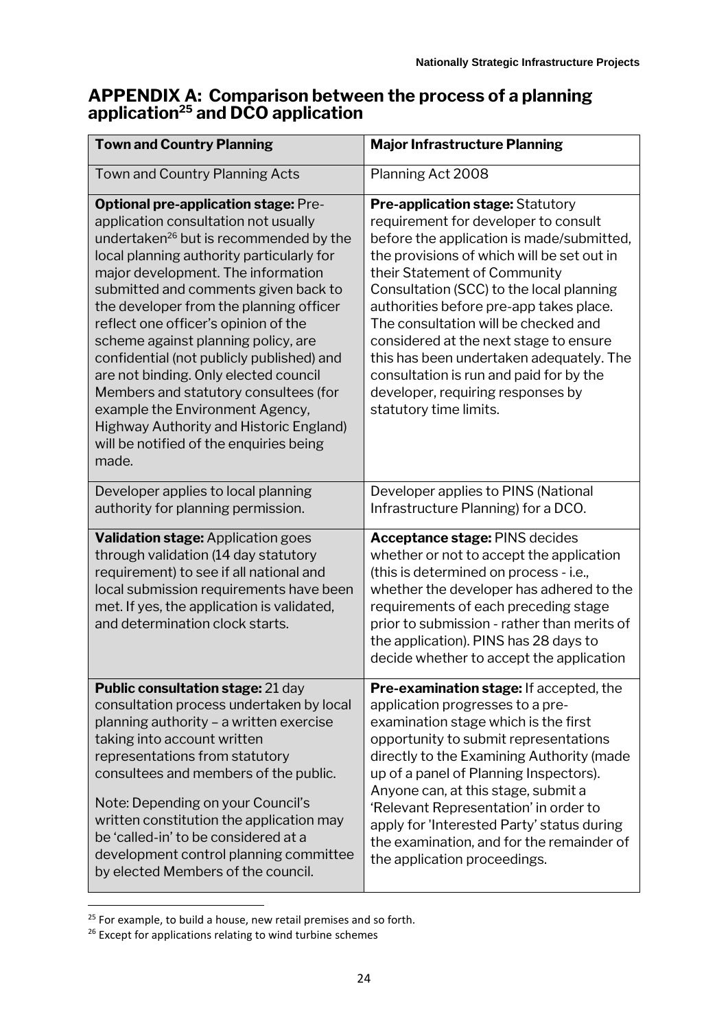# APPENDIX A: Comparison between the process of a planning application[25] and DCO application

| Town and Country Planning | Major Infrastructure Planning |
|---|---|
| Town and Country Planning Acts | Planning Act 2008 |
| **Optional pre-application stage:** Pre-application consultation not usually undertaken[26] but is recommended by the local planning authority particularly for major development. The information submitted and comments given back to the developer from the planning officer reflect one officer's opinion of the scheme against planning policy, are confidential (not publicly published) and are not binding. Only elected council Members and statutory consultees (for example the Environment Agency, Highway Authority and Historic England) will be notified of the enquiries being made. | **Pre-application stage:** Statutory requirement for developer to consult before the application is made/submitted, the provisions of which will be set out in their Statement of Community Consultation (SCC) to the local planning authorities before pre-app takes place. The consultation will be checked and considered at the next stage to ensure this has been undertaken adequately. The consultation is run and paid for by the developer, requiring responses by statutory time limits. |
| Developer applies to local planning authority for planning permission. | Developer applies to PINS (National Infrastructure Planning) for a DCO. |
| **Validation stage:** Application goes through validation (14 day statutory requirement) to see if all national and local submission requirements have been met. If yes, the application is validated, and determination clock starts. | **Acceptance stage:** PINS decides whether or not to accept the application (this is determined on process - i.e., whether the developer has adhered to the requirements of each preceding stage prior to submission - rather than merits of the application). PINS has 28 days to decide whether to accept the application |
| **Public consultation stage:** 21 day consultation process undertaken by local planning authority – a written exercise taking into account written representations from statutory consultees and members of the public.<br><br>Note: Depending on your Council's written constitution the application may be 'called-in' to be considered at a development control planning committee by elected Members of the council. | **Pre-examination stage:** If accepted, the application progresses to a pre-examination stage which is the first opportunity to submit representations directly to the Examining Authority (made up of a panel of Planning Inspectors). Anyone can, at this stage, submit a 'Relevant Representation' in order to apply for 'Interested Party' status during the examination, and for the remainder of the application proceedings. |

[25] For example, to build a house, new retail premises and so forth.

[26] Except for applications relating to wind turbine schemes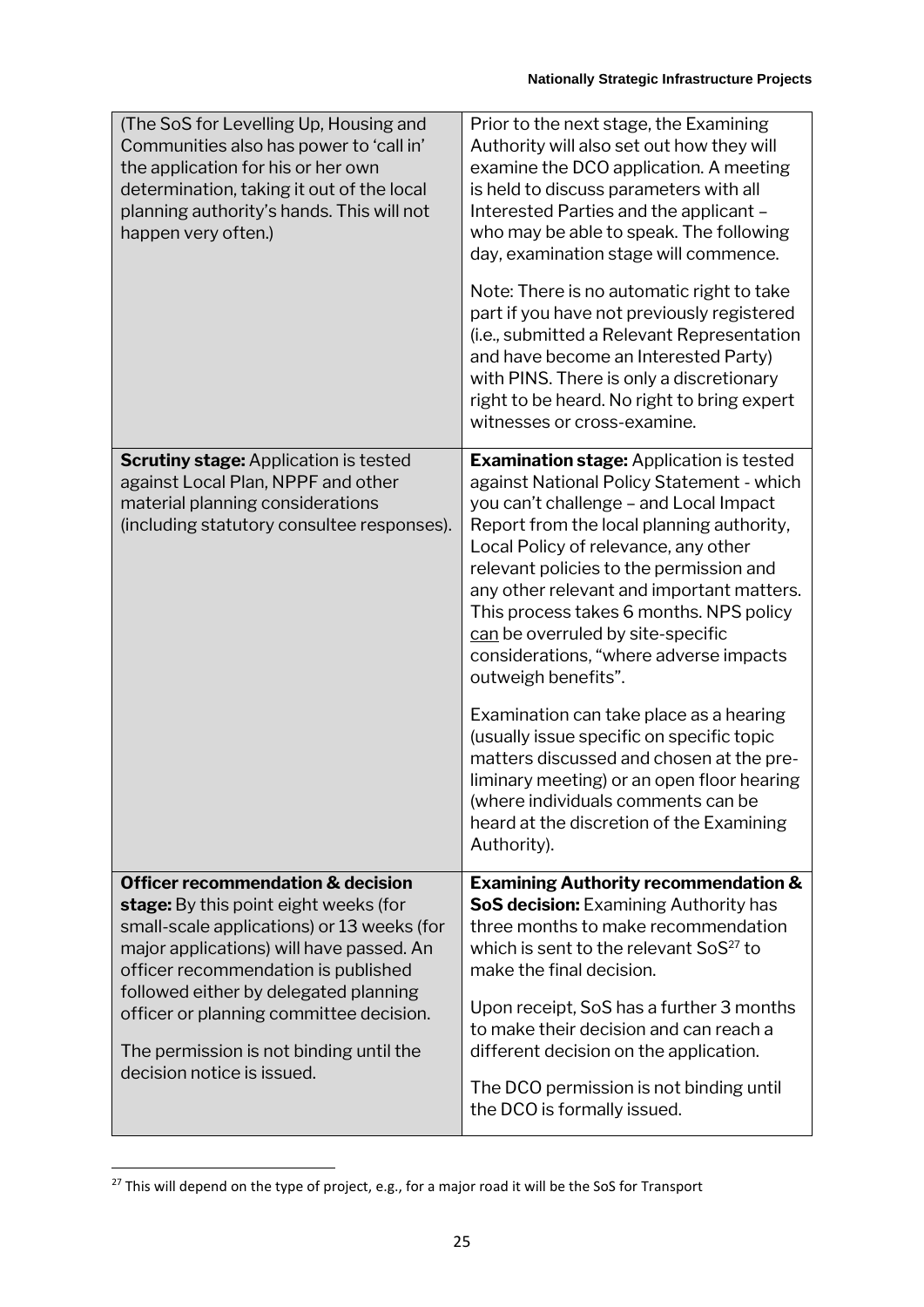| | |
|---|---|
| (The SoS for Levelling Up, Housing and Communities also has power to 'call in' the application for his or her own determination, taking it out of the local planning authority's hands. This will not happen very often.) | Prior to the next stage, the Examining Authority will also set out how they will examine the DCO application. A meeting is held to discuss parameters with all Interested Parties and the applicant – who may be able to speak. The following day, examination stage will commence.<br><br>Note: There is no automatic right to take part if you have not previously registered (i.e., submitted a Relevant Representation and have become an Interested Party) with PINS. There is only a discretionary right to be heard. No right to bring expert witnesses or cross-examine. |
| **Scrutiny stage:** Application is tested against Local Plan, NPPF and other material planning considerations (including statutory consultee responses). | **Examination stage:** Application is tested against National Policy Statement - which you can't challenge – and Local Impact Report from the local planning authority, Local Policy of relevance, any other relevant policies to the permission and any other relevant and important matters. This process takes 6 months. NPS policy <u>can</u> be overruled by site-specific considerations, "where adverse impacts outweigh benefits".<br><br>Examination can take place as a hearing (usually issue specific on specific topic matters discussed and chosen at the pre-liminary meeting) or an open floor hearing (where individuals comments can be heard at the discretion of the Examining Authority). |
| **Officer recommendation & decision stage:** By this point eight weeks (for small-scale applications) or 13 weeks (for major applications) will have passed. An officer recommendation is published followed either by delegated planning officer or planning committee decision.<br><br>The permission is not binding until the decision notice is issued. | **Examining Authority recommendation & SoS decision:** Examining Authority has three months to make recommendation which is sent to the relevant SoS[27] to make the final decision.<br><br>Upon receipt, SoS has a further 3 months to make their decision and can reach a different decision on the application.<br><br>The DCO permission is not binding until the DCO is formally issued. |

[27] This will depend on the type of project, e.g., for a major road it will be the SoS for Transport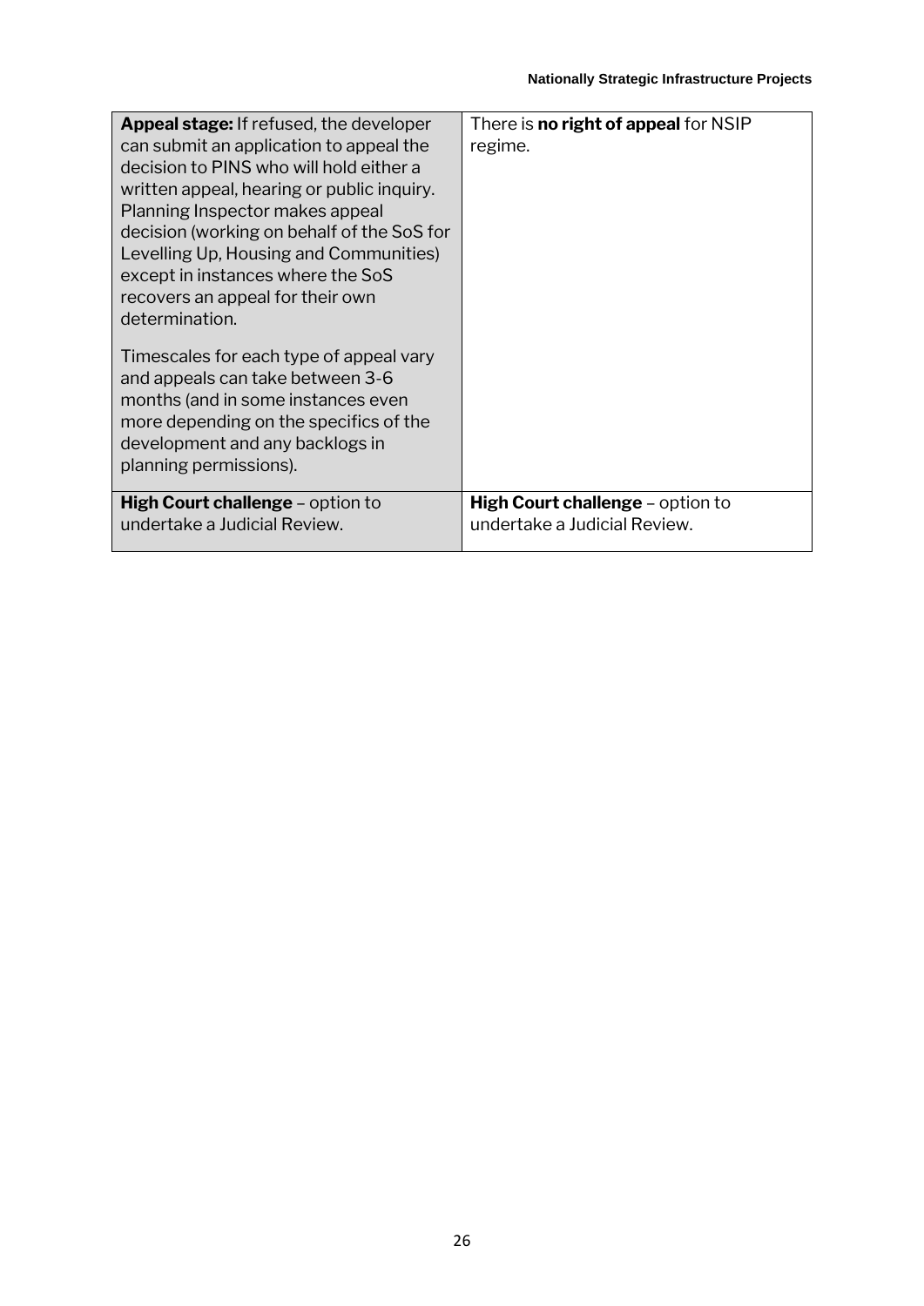| | |
|---|---|
| **Appeal stage:** If refused, the developer can submit an application to appeal the decision to PINS who will hold either a written appeal, hearing or public inquiry. Planning Inspector makes appeal decision (working on behalf of the SoS for Levelling Up, Housing and Communities) except in instances where the SoS recovers an appeal for their own determination.<br><br>Timescales for each type of appeal vary and appeals can take between 3-6 months (and in some instances even more depending on the specifics of the development and any backlogs in planning permissions). | There is **no right of appeal** for NSIP regime. |
| **High Court challenge** – option to undertake a Judicial Review. | **High Court challenge** – option to undertake a Judicial Review. |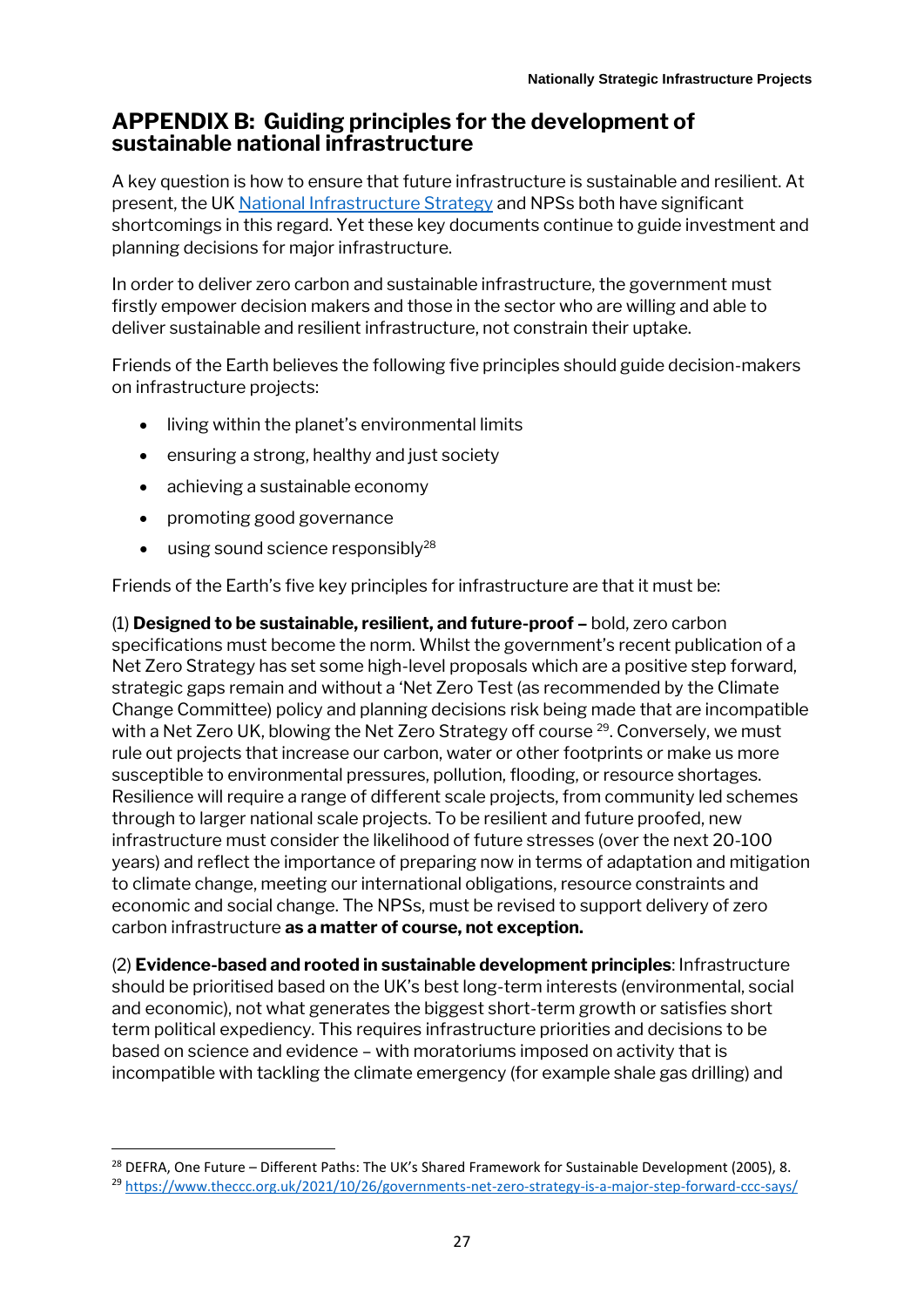## APPENDIX B: Guiding principles for the development of sustainable national infrastructure

A key question is how to ensure that future infrastructure is sustainable and resilient. At present, the UK [National Infrastructure Strategy] and NPSs both have significant shortcomings in this regard. Yet these key documents continue to guide investment and planning decisions for major infrastructure.

In order to deliver zero carbon and sustainable infrastructure, the government must firstly empower decision makers and those in the sector who are willing and able to deliver sustainable and resilient infrastructure, not constrain their uptake.

Friends of the Earth believes the following five principles should guide decision-makers on infrastructure projects:

- living within the planet's environmental limits
- ensuring a strong, healthy and just society
- achieving a sustainable economy
- promoting good governance
- using sound science responsibly[28]

Friends of the Earth's five key principles for infrastructure are that it must be:

(1) **Designed to be sustainable, resilient, and future-proof –** bold, zero carbon specifications must become the norm. Whilst the government's recent publication of a Net Zero Strategy has set some high-level proposals which are a positive step forward, strategic gaps remain and without a 'Net Zero Test (as recommended by the Climate Change Committee) policy and planning decisions risk being made that are incompatible with a Net Zero UK, blowing the Net Zero Strategy off course [29]. Conversely, we must rule out projects that increase our carbon, water or other footprints or make us more susceptible to environmental pressures, pollution, flooding, or resource shortages. Resilience will require a range of different scale projects, from community led schemes through to larger national scale projects. To be resilient and future proofed, new infrastructure must consider the likelihood of future stresses (over the next 20-100 years) and reflect the importance of preparing now in terms of adaptation and mitigation to climate change, meeting our international obligations, resource constraints and economic and social change. The NPSs, must be revised to support delivery of zero carbon infrastructure **as a matter of course, not exception.**

(2) **Evidence-based and rooted in sustainable development principles**: Infrastructure should be prioritised based on the UK's best long-term interests (environmental, social and economic), not what generates the biggest short-term growth or satisfies short term political expediency. This requires infrastructure priorities and decisions to be based on science and evidence – with moratoriums imposed on activity that is incompatible with tackling the climate emergency (for example shale gas drilling) and

[28] DEFRA, One Future – Different Paths: The UK's Shared Framework for Sustainable Development (2005), 8.

[29] https://www.theccc.org.uk/2021/10/26/governments-net-zero-strategy-is-a-major-step-forward-ccc-says/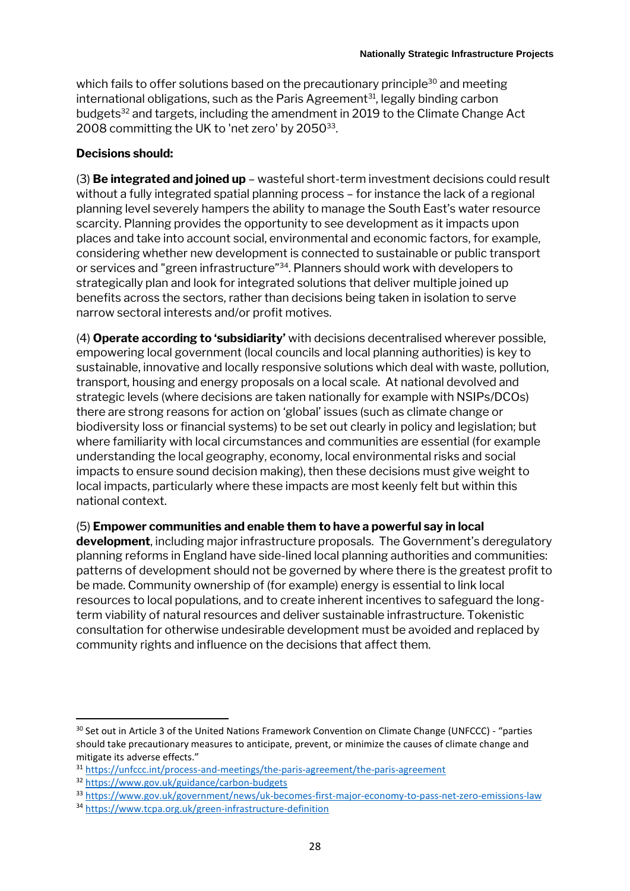which fails to offer solutions based on the precautionary principle[30] and meeting international obligations, such as the Paris Agreement[31], legally binding carbon budgets[32] and targets, including the amendment in 2019 to the Climate Change Act 2008 committing the UK to 'net zero' by 2050[33].

**Decisions should:**

(3) **Be integrated and joined up** – wasteful short-term investment decisions could result without a fully integrated spatial planning process – for instance the lack of a regional planning level severely hampers the ability to manage the South East's water resource scarcity. Planning provides the opportunity to see development as it impacts upon places and take into account social, environmental and economic factors, for example, considering whether new development is connected to sustainable or public transport or services and "green infrastructure"[34]. Planners should work with developers to strategically plan and look for integrated solutions that deliver multiple joined up benefits across the sectors, rather than decisions being taken in isolation to serve narrow sectoral interests and/or profit motives.

(4) **Operate according to 'subsidiarity'** with decisions decentralised wherever possible, empowering local government (local councils and local planning authorities) is key to sustainable, innovative and locally responsive solutions which deal with waste, pollution, transport, housing and energy proposals on a local scale. At national devolved and strategic levels (where decisions are taken nationally for example with NSIPs/DCOs) there are strong reasons for action on 'global' issues (such as climate change or biodiversity loss or financial systems) to be set out clearly in policy and legislation; but where familiarity with local circumstances and communities are essential (for example understanding the local geography, economy, local environmental risks and social impacts to ensure sound decision making), then these decisions must give weight to local impacts, particularly where these impacts are most keenly felt but within this national context.

(5) **Empower communities and enable them to have a powerful say in local development**, including major infrastructure proposals. The Government's deregulatory planning reforms in England have side-lined local planning authorities and communities: patterns of development should not be governed by where there is the greatest profit to be made. Community ownership of (for example) energy is essential to link local resources to local populations, and to create inherent incentives to safeguard the long-term viability of natural resources and deliver sustainable infrastructure. Tokenistic consultation for otherwise undesirable development must be avoided and replaced by community rights and influence on the decisions that affect them.

---

[30] Set out in Article 3 of the United Nations Framework Convention on Climate Change (UNFCCC) - "parties should take precautionary measures to anticipate, prevent, or minimize the causes of climate change and mitigate its adverse effects."

[31] https://unfccc.int/process-and-meetings/the-paris-agreement/the-paris-agreement

[32] https://www.gov.uk/guidance/carbon-budgets

[33] https://www.gov.uk/government/news/uk-becomes-first-major-economy-to-pass-net-zero-emissions-law

[34] https://www.tcpa.org.uk/green-infrastructure-definition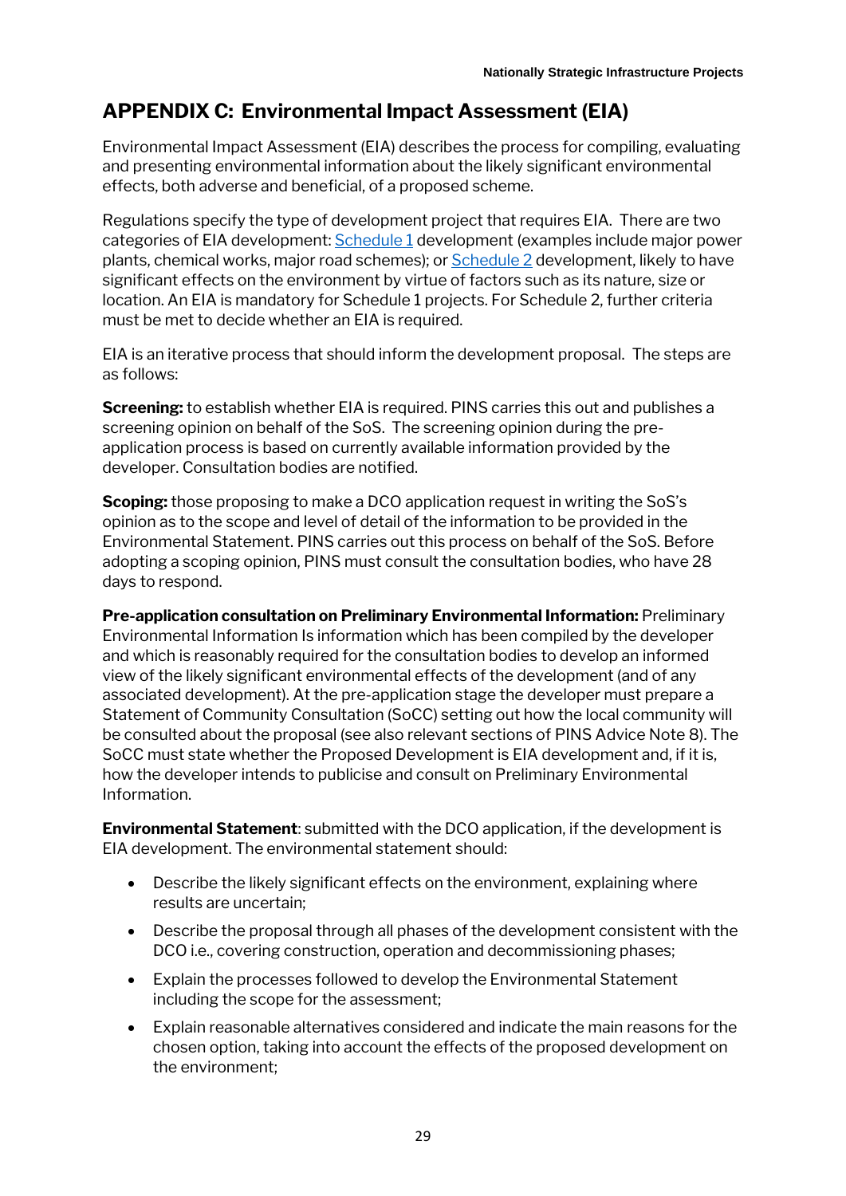## APPENDIX C: Environmental Impact Assessment (EIA)

Environmental Impact Assessment (EIA) describes the process for compiling, evaluating and presenting environmental information about the likely significant environmental effects, both adverse and beneficial, of a proposed scheme.

Regulations specify the type of development project that requires EIA. There are two categories of EIA development: Schedule 1 development (examples include major power plants, chemical works, major road schemes); or Schedule 2 development, likely to have significant effects on the environment by virtue of factors such as its nature, size or location. An EIA is mandatory for Schedule 1 projects. For Schedule 2, further criteria must be met to decide whether an EIA is required.

EIA is an iterative process that should inform the development proposal. The steps are as follows:

**Screening:** to establish whether EIA is required. PINS carries this out and publishes a screening opinion on behalf of the SoS. The screening opinion during the pre-application process is based on currently available information provided by the developer. Consultation bodies are notified.

**Scoping:** those proposing to make a DCO application request in writing the SoS's opinion as to the scope and level of detail of the information to be provided in the Environmental Statement. PINS carries out this process on behalf of the SoS. Before adopting a scoping opinion, PINS must consult the consultation bodies, who have 28 days to respond.

**Pre-application consultation on Preliminary Environmental Information:** Preliminary Environmental Information Is information which has been compiled by the developer and which is reasonably required for the consultation bodies to develop an informed view of the likely significant environmental effects of the development (and of any associated development). At the pre-application stage the developer must prepare a Statement of Community Consultation (SoCC) setting out how the local community will be consulted about the proposal (see also relevant sections of PINS Advice Note 8). The SoCC must state whether the Proposed Development is EIA development and, if it is, how the developer intends to publicise and consult on Preliminary Environmental Information.

**Environmental Statement**: submitted with the DCO application, if the development is EIA development. The environmental statement should:

- Describe the likely significant effects on the environment, explaining where results are uncertain;
- Describe the proposal through all phases of the development consistent with the DCO i.e., covering construction, operation and decommissioning phases;
- Explain the processes followed to develop the Environmental Statement including the scope for the assessment;
- Explain reasonable alternatives considered and indicate the main reasons for the chosen option, taking into account the effects of the proposed development on the environment;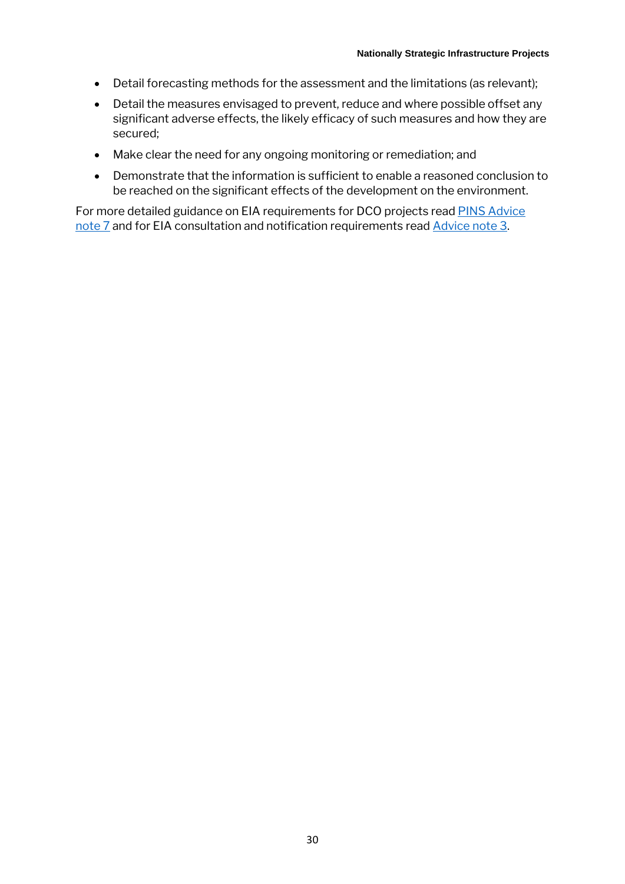- Detail forecasting methods for the assessment and the limitations (as relevant);
- Detail the measures envisaged to prevent, reduce and where possible offset any significant adverse effects, the likely efficacy of such measures and how they are secured;
- Make clear the need for any ongoing monitoring or remediation; and
- Demonstrate that the information is sufficient to enable a reasoned conclusion to be reached on the significant effects of the development on the environment.

For more detailed guidance on EIA requirements for DCO projects read PINS Advice note 7 and for EIA consultation and notification requirements read Advice note 3.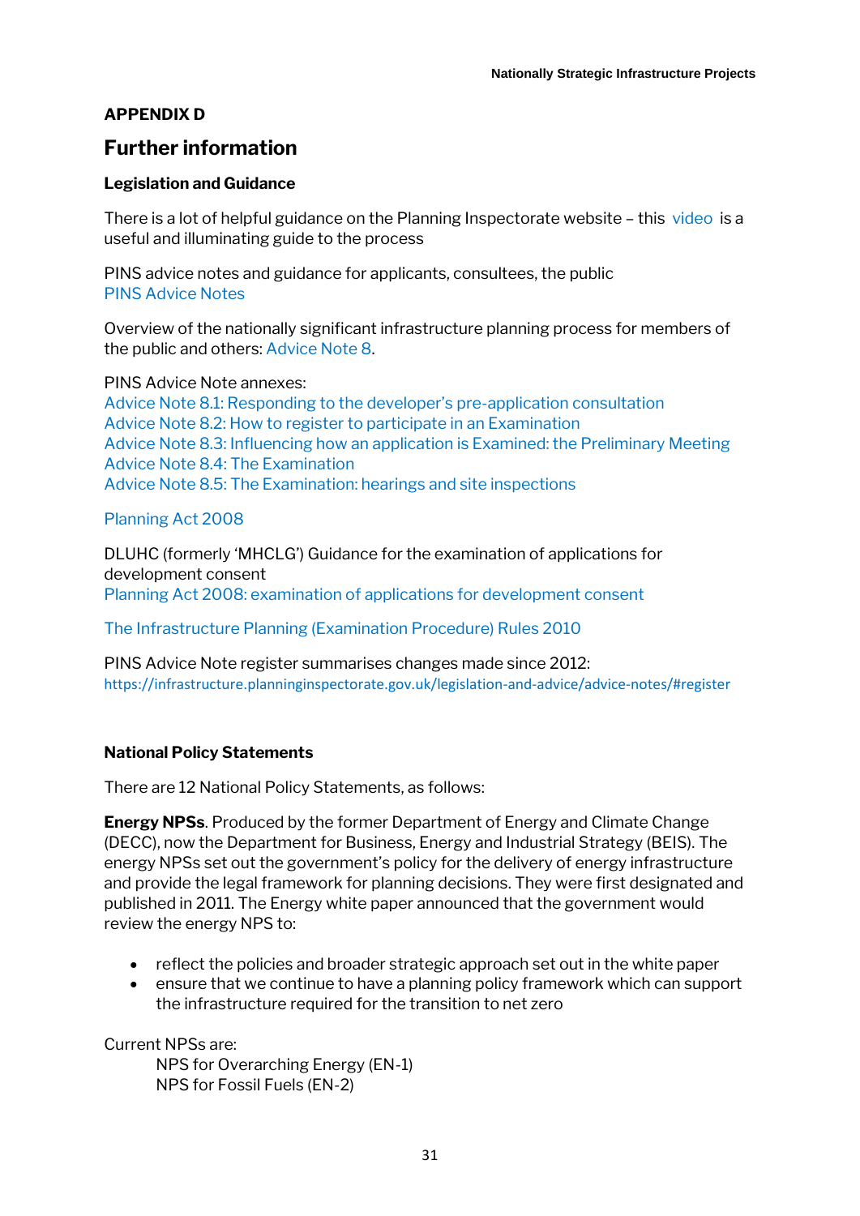## APPENDIX D

# Further information

### Legislation and Guidance

There is a lot of helpful guidance on the Planning Inspectorate website – this video is a useful and illuminating guide to the process

PINS advice notes and guidance for applicants, consultees, the public
PINS Advice Notes

Overview of the nationally significant infrastructure planning process for members of the public and others: Advice Note 8.

PINS Advice Note annexes:
Advice Note 8.1: Responding to the developer's pre-application consultation
Advice Note 8.2: How to register to participate in an Examination
Advice Note 8.3: Influencing how an application is Examined: the Preliminary Meeting
Advice Note 8.4: The Examination
Advice Note 8.5: The Examination: hearings and site inspections

Planning Act 2008

DLUHC (formerly 'MHCLG') Guidance for the examination of applications for development consent
Planning Act 2008: examination of applications for development consent

The Infrastructure Planning (Examination Procedure) Rules 2010

PINS Advice Note register summarises changes made since 2012:
https://infrastructure.planninginspectorate.gov.uk/legislation-and-advice/advice-notes/#register

### National Policy Statements

There are 12 National Policy Statements, as follows:

**Energy NPSs**. Produced by the former Department of Energy and Climate Change (DECC), now the Department for Business, Energy and Industrial Strategy (BEIS). The energy NPSs set out the government's policy for the delivery of energy infrastructure and provide the legal framework for planning decisions. They were first designated and published in 2011. The Energy white paper announced that the government would review the energy NPS to:

- reflect the policies and broader strategic approach set out in the white paper
- ensure that we continue to have a planning policy framework which can support the infrastructure required for the transition to net zero

Current NPSs are:
NPS for Overarching Energy (EN-1)
NPS for Fossil Fuels (EN-2)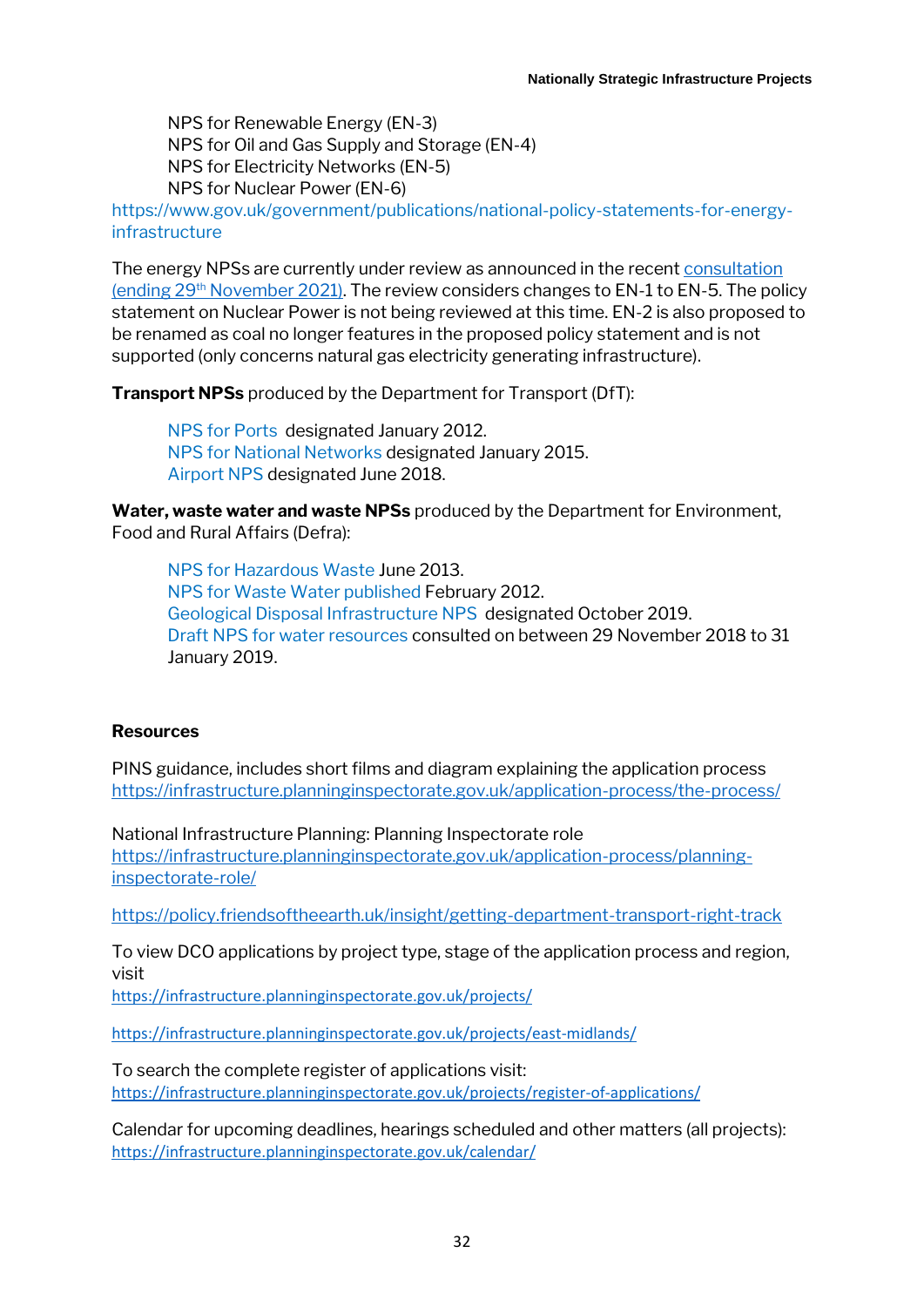NPS for Renewable Energy (EN-3)
NPS for Oil and Gas Supply and Storage (EN-4)
NPS for Electricity Networks (EN-5)
NPS for Nuclear Power (EN-6)

https://www.gov.uk/government/publications/national-policy-statements-for-energy-infrastructure

The energy NPSs are currently under review as announced in the recent consultation (ending 29th November 2021). The review considers changes to EN-1 to EN-5. The policy statement on Nuclear Power is not being reviewed at this time. EN-2 is also proposed to be renamed as coal no longer features in the proposed policy statement and is not supported (only concerns natural gas electricity generating infrastructure).

**Transport NPSs** produced by the Department for Transport (DfT):

NPS for Ports designated January 2012.
NPS for National Networks designated January 2015.
Airport NPS designated June 2018.

**Water, waste water and waste NPSs** produced by the Department for Environment, Food and Rural Affairs (Defra):

NPS for Hazardous Waste June 2013.
NPS for Waste Water published February 2012.
Geological Disposal Infrastructure NPS designated October 2019.
Draft NPS for water resources consulted on between 29 November 2018 to 31 January 2019.

**Resources**

PINS guidance, includes short films and diagram explaining the application process
https://infrastructure.planninginspectorate.gov.uk/application-process/the-process/

National Infrastructure Planning: Planning Inspectorate role
https://infrastructure.planninginspectorate.gov.uk/application-process/planning-inspectorate-role/

https://policy.friendsoftheearth.uk/insight/getting-department-transport-right-track

To view DCO applications by project type, stage of the application process and region, visit
https://infrastructure.planninginspectorate.gov.uk/projects/

https://infrastructure.planninginspectorate.gov.uk/projects/east-midlands/

To search the complete register of applications visit:
https://infrastructure.planninginspectorate.gov.uk/projects/register-of-applications/

Calendar for upcoming deadlines, hearings scheduled and other matters (all projects):
https://infrastructure.planninginspectorate.gov.uk/calendar/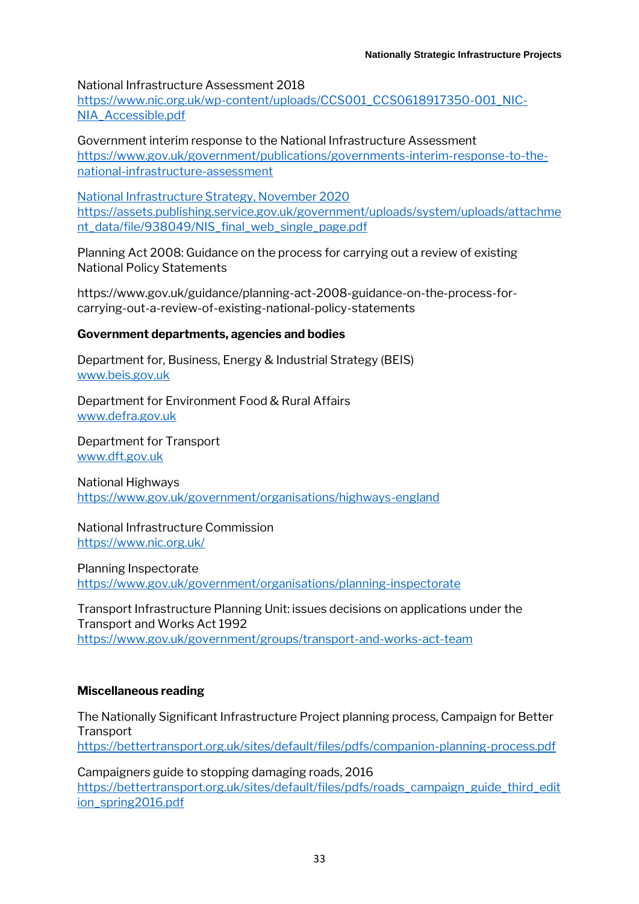National Infrastructure Assessment 2018
https://www.nic.org.uk/wp-content/uploads/CCS001_CCS0618917350-001_NIC-NIA_Accessible.pdf

Government interim response to the National Infrastructure Assessment
https://www.gov.uk/government/publications/governments-interim-response-to-the-national-infrastructure-assessment

National Infrastructure Strategy, November 2020
https://assets.publishing.service.gov.uk/government/uploads/system/uploads/attachment_data/file/938049/NIS_final_web_single_page.pdf

Planning Act 2008: Guidance on the process for carrying out a review of existing National Policy Statements

https://www.gov.uk/guidance/planning-act-2008-guidance-on-the-process-for-carrying-out-a-review-of-existing-national-policy-statements

**Government departments, agencies and bodies**

Department for, Business, Energy & Industrial Strategy (BEIS)
www.beis.gov.uk

Department for Environment Food & Rural Affairs
www.defra.gov.uk

Department for Transport
www.dft.gov.uk

National Highways
https://www.gov.uk/government/organisations/highways-england

National Infrastructure Commission
https://www.nic.org.uk/

Planning Inspectorate
https://www.gov.uk/government/organisations/planning-inspectorate

Transport Infrastructure Planning Unit: issues decisions on applications under the Transport and Works Act 1992
https://www.gov.uk/government/groups/transport-and-works-act-team

**Miscellaneous reading**

The Nationally Significant Infrastructure Project planning process, Campaign for Better Transport
https://bettertransport.org.uk/sites/default/files/pdfs/companion-planning-process.pdf

Campaigners guide to stopping damaging roads, 2016
https://bettertransport.org.uk/sites/default/files/pdfs/roads_campaign_guide_third_edition_spring2016.pdf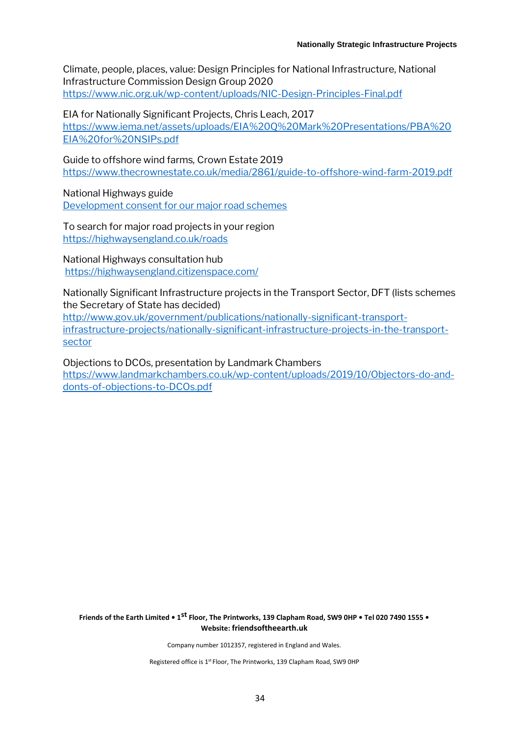Climate, people, places, value: Design Principles for National Infrastructure, National Infrastructure Commission Design Group 2020
https://www.nic.org.uk/wp-content/uploads/NIC-Design-Principles-Final.pdf

EIA for Nationally Significant Projects, Chris Leach, 2017
https://www.iema.net/assets/uploads/EIA%20Q%20Mark%20Presentations/PBA%20EIA%20for%20NSIPs.pdf

Guide to offshore wind farms, Crown Estate 2019
https://www.thecrownestate.co.uk/media/2861/guide-to-offshore-wind-farm-2019.pdf

National Highways guide
Development consent for our major road schemes

To search for major road projects in your region
https://highwaysengland.co.uk/roads

National Highways consultation hub
https://highwaysengland.citizenspace.com/

Nationally Significant Infrastructure projects in the Transport Sector, DFT (lists schemes the Secretary of State has decided)
http://www.gov.uk/government/publications/nationally-significant-transport-infrastructure-projects/nationally-significant-infrastructure-projects-in-the-transport-sector

Objections to DCOs, presentation by Landmark Chambers
https://www.landmarkchambers.co.uk/wp-content/uploads/2019/10/Objectors-do-and-donts-of-objections-to-DCOs.pdf

**Friends of the Earth Limited • 1st Floor, The Printworks, 139 Clapham Road, SW9 0HP • Tel 020 7490 1555 • Website: friendsoftheearth.uk**

Company number 1012357, registered in England and Wales.

Registered office is 1st Floor, The Printworks, 139 Clapham Road, SW9 0HP